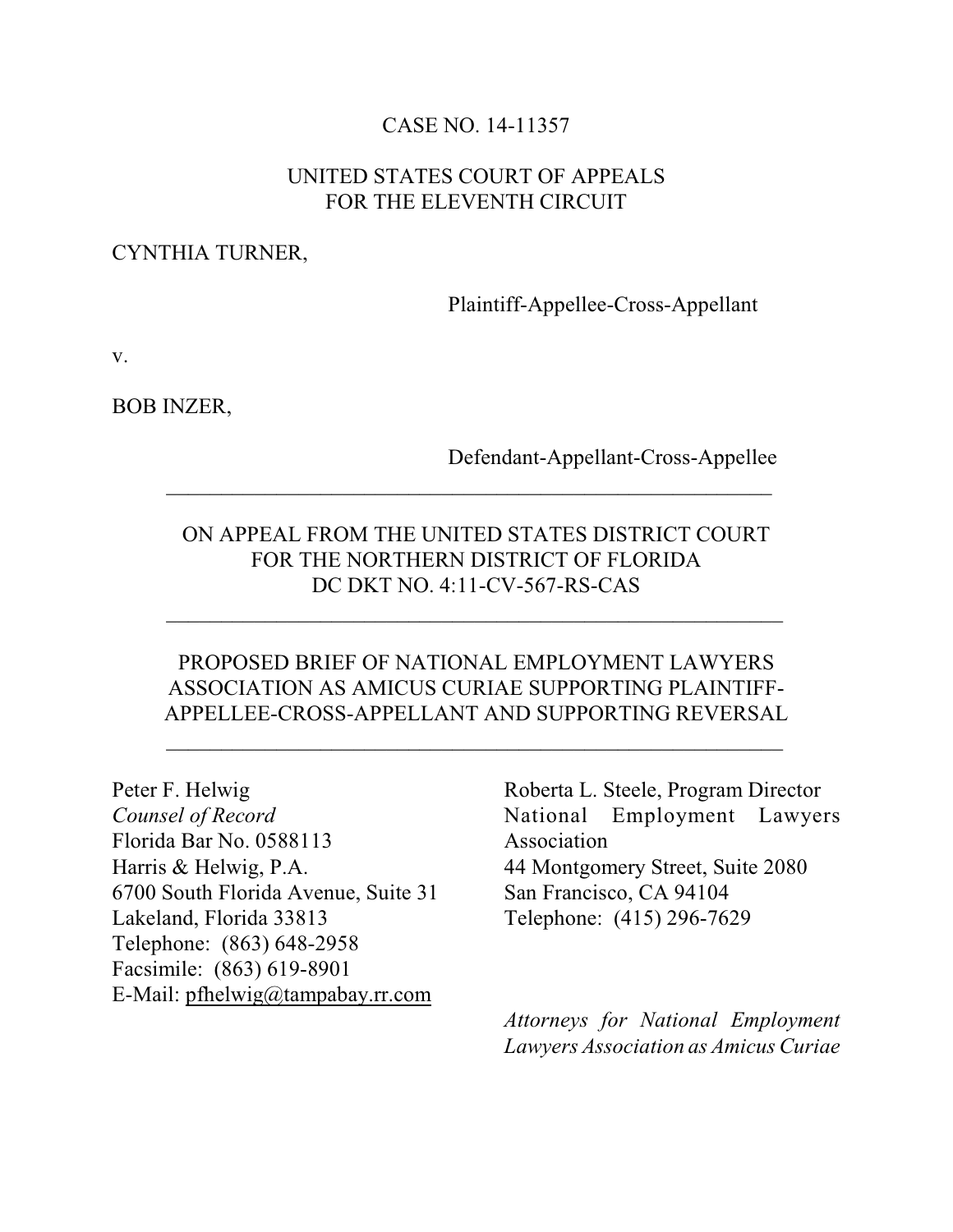CASE NO. 14-11357

UNITED STATES COURT OF APPEALS
FOR THE ELEVENTH CIRCUIT

CYNTHIA TURNER,

Plaintiff-Appellee-Cross-Appellant

v.

BOB INZER,

Defendant-Appellant-Cross-Appellee

---

ON APPEAL FROM THE UNITED STATES DISTRICT COURT
FOR THE NORTHERN DISTRICT OF FLORIDA
DC DKT NO. 4:11-CV-567-RS-CAS

---

PROPOSED BRIEF OF NATIONAL EMPLOYMENT LAWYERS ASSOCIATION AS AMICUS CURIAE SUPPORTING PLAINTIFF-APPELLEE-CROSS-APPELLANT AND SUPPORTING REVERSAL

---

Peter F. Helwig
*Counsel of Record*
Florida Bar No. 0588113
Harris & Helwig, P.A.
6700 South Florida Avenue, Suite 31
Lakeland, Florida 33813
Telephone: (863) 648-2958
Facsimile: (863) 619-8901
E-Mail: pfhelwig@tampabay.rr.com

Roberta L. Steele, Program Director
National Employment Lawyers Association
44 Montgomery Street, Suite 2080
San Francisco, CA 94104
Telephone: (415) 296-7629

*Attorneys for National Employment Lawyers Association as Amicus Curiae*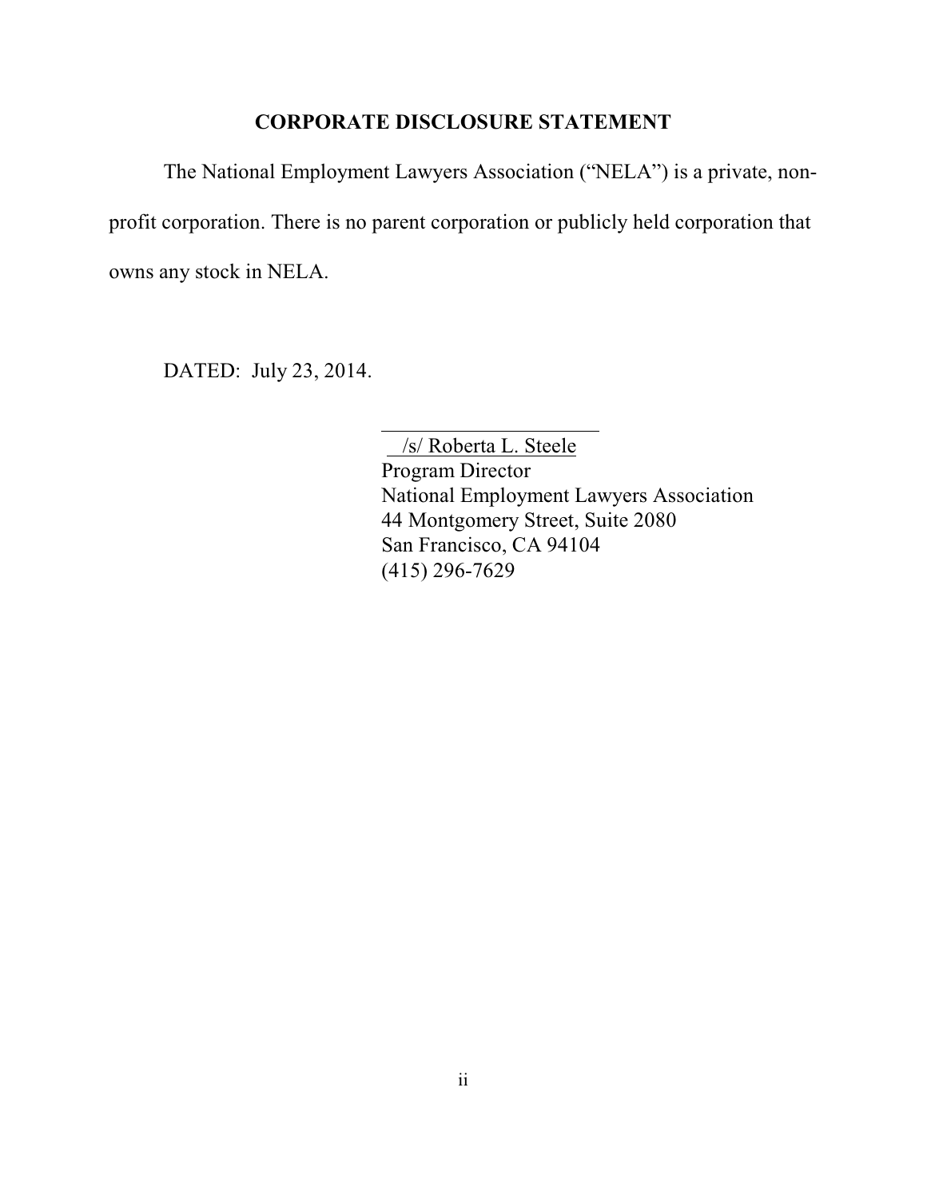## CORPORATE DISCLOSURE STATEMENT

The National Employment Lawyers Association ("NELA") is a private, non-profit corporation. There is no parent corporation or publicly held corporation that owns any stock in NELA.

DATED: July 23, 2014.

/s/ Roberta L. Steele
Program Director
National Employment Lawyers Association
44 Montgomery Street, Suite 2080
San Francisco, CA 94104
(415) 296-7629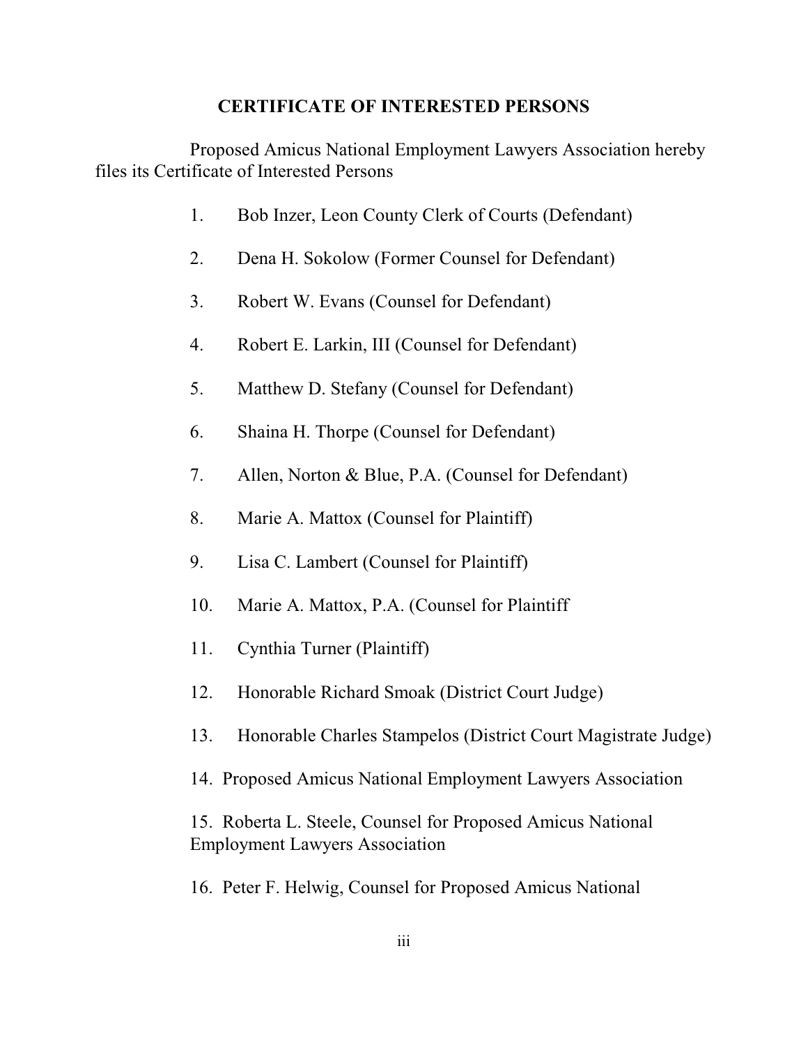## CERTIFICATE OF INTERESTED PERSONS

Proposed Amicus National Employment Lawyers Association hereby files its Certificate of Interested Persons

1. Bob Inzer, Leon County Clerk of Courts (Defendant)
2. Dena H. Sokolow (Former Counsel for Defendant)
3. Robert W. Evans (Counsel for Defendant)
4. Robert E. Larkin, III (Counsel for Defendant)
5. Matthew D. Stefany (Counsel for Defendant)
6. Shaina H. Thorpe (Counsel for Defendant)
7. Allen, Norton & Blue, P.A. (Counsel for Defendant)
8. Marie A. Mattox (Counsel for Plaintiff)
9. Lisa C. Lambert (Counsel for Plaintiff)
10. Marie A. Mattox, P.A. (Counsel for Plaintiff
11. Cynthia Turner (Plaintiff)
12. Honorable Richard Smoak (District Court Judge)
13. Honorable Charles Stampelos (District Court Magistrate Judge)
14. Proposed Amicus National Employment Lawyers Association
15. Roberta L. Steele, Counsel for Proposed Amicus National Employment Lawyers Association
16. Peter F. Helwig, Counsel for Proposed Amicus National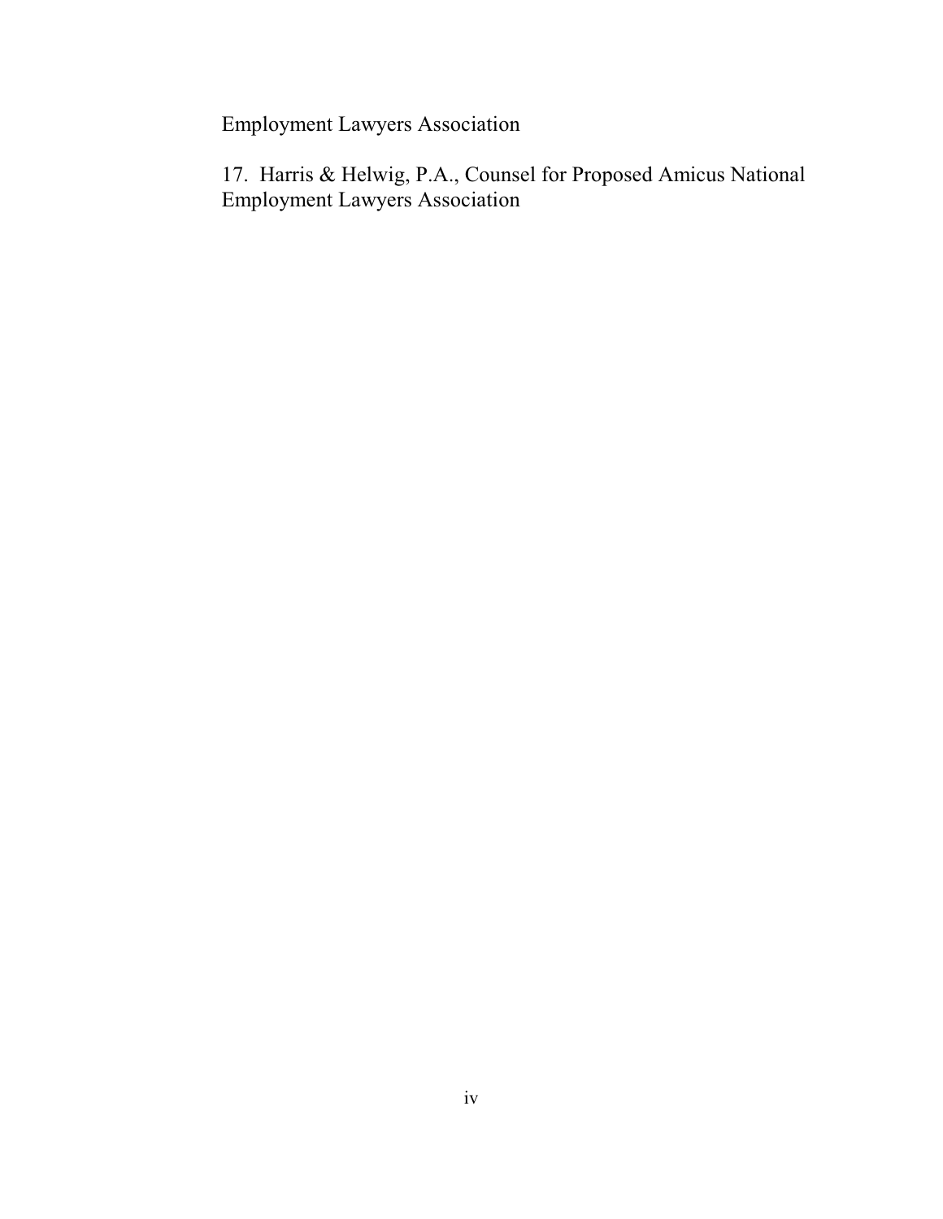Employment Lawyers Association

17. Harris & Helwig, P.A., Counsel for Proposed Amicus National Employment Lawyers Association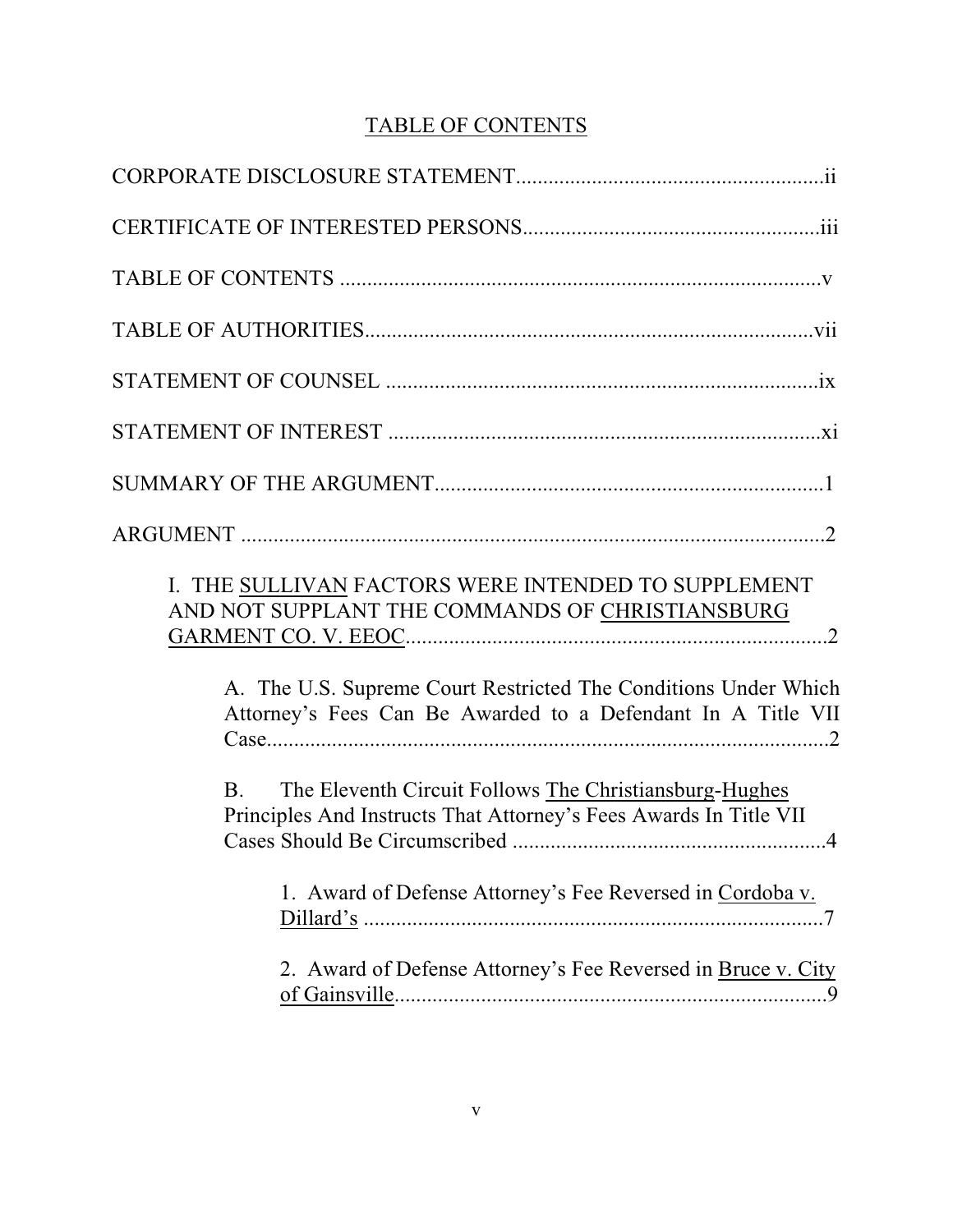# TABLE OF CONTENTS

CORPORATE DISCLOSURE STATEMENT.........................................................ii

CERTIFICATE OF INTERESTED PERSONS......................................................iii

TABLE OF CONTENTS .........................................................................................v

TABLE OF AUTHORITIES...................................................................................vii

STATEMENT OF COUNSEL .................................................................................ix

STATEMENT OF INTEREST .................................................................................xi

SUMMARY OF THE ARGUMENT........................................................................1

ARGUMENT ............................................................................................................2

I. THE SULLIVAN FACTORS WERE INTENDED TO SUPPLEMENT AND NOT SUPPLANT THE COMMANDS OF CHRISTIANSBURG GARMENT CO. V. EEOC..............................................................................2

A. The U.S. Supreme Court Restricted The Conditions Under Which Attorney's Fees Can Be Awarded to a Defendant In A Title VII Case........................................................................................................2

B. The Eleventh Circuit Follows The Christiansburg-Hughes Principles And Instructs That Attorney's Fees Awards In Title VII Cases Should Be Circumscribed ..........................................................4

1. Award of Defense Attorney's Fee Reversed in Cordoba v. Dillard's .....................................................................................7

2. Award of Defense Attorney's Fee Reversed in Bruce v. City of Gainsville................................................................................9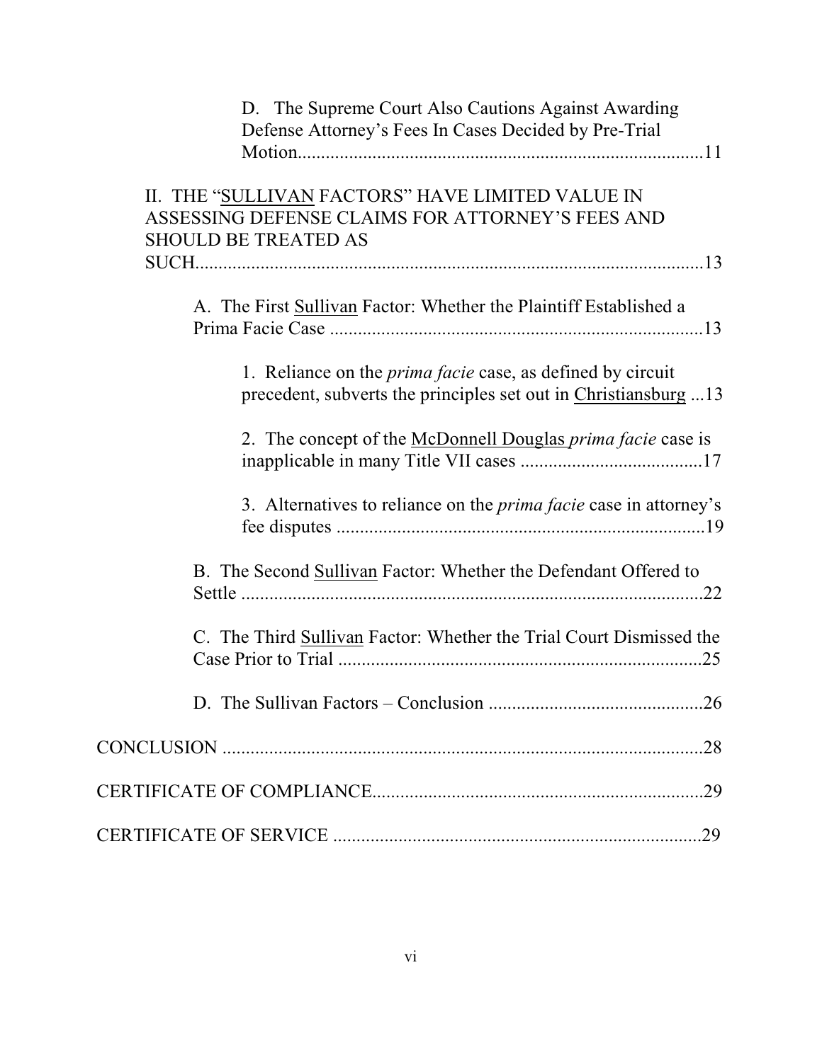D. The Supreme Court Also Cautions Against Awarding Defense Attorney's Fees In Cases Decided by Pre-Trial Motion....................................................................................11

II. THE "SULLIVAN FACTORS" HAVE LIMITED VALUE IN ASSESSING DEFENSE CLAIMS FOR ATTORNEY'S FEES AND SHOULD BE TREATED AS SUCH..........................................................................................................13

A. The First Sullivan Factor: Whether the Plaintiff Established a Prima Facie Case ................................................................................13

1. Reliance on the *prima facie* case, as defined by circuit precedent, subverts the principles set out in Christiansburg ...13

2. The concept of the McDonnell Douglas *prima facie* case is inapplicable in many Title VII cases .......................................17

3. Alternatives to reliance on the *prima facie* case in attorney's fee disputes ...............................................................................19

B. The Second Sullivan Factor: Whether the Defendant Offered to Settle ...................................................................................................22

C. The Third Sullivan Factor: Whether the Trial Court Dismissed the Case Prior to Trial ...............................................................................25

D. The Sullivan Factors – Conclusion ..............................................26

CONCLUSION .........................................................................................................28

CERTIFICATE OF COMPLIANCE.......................................................................29

CERTIFICATE OF SERVICE ...............................................................................29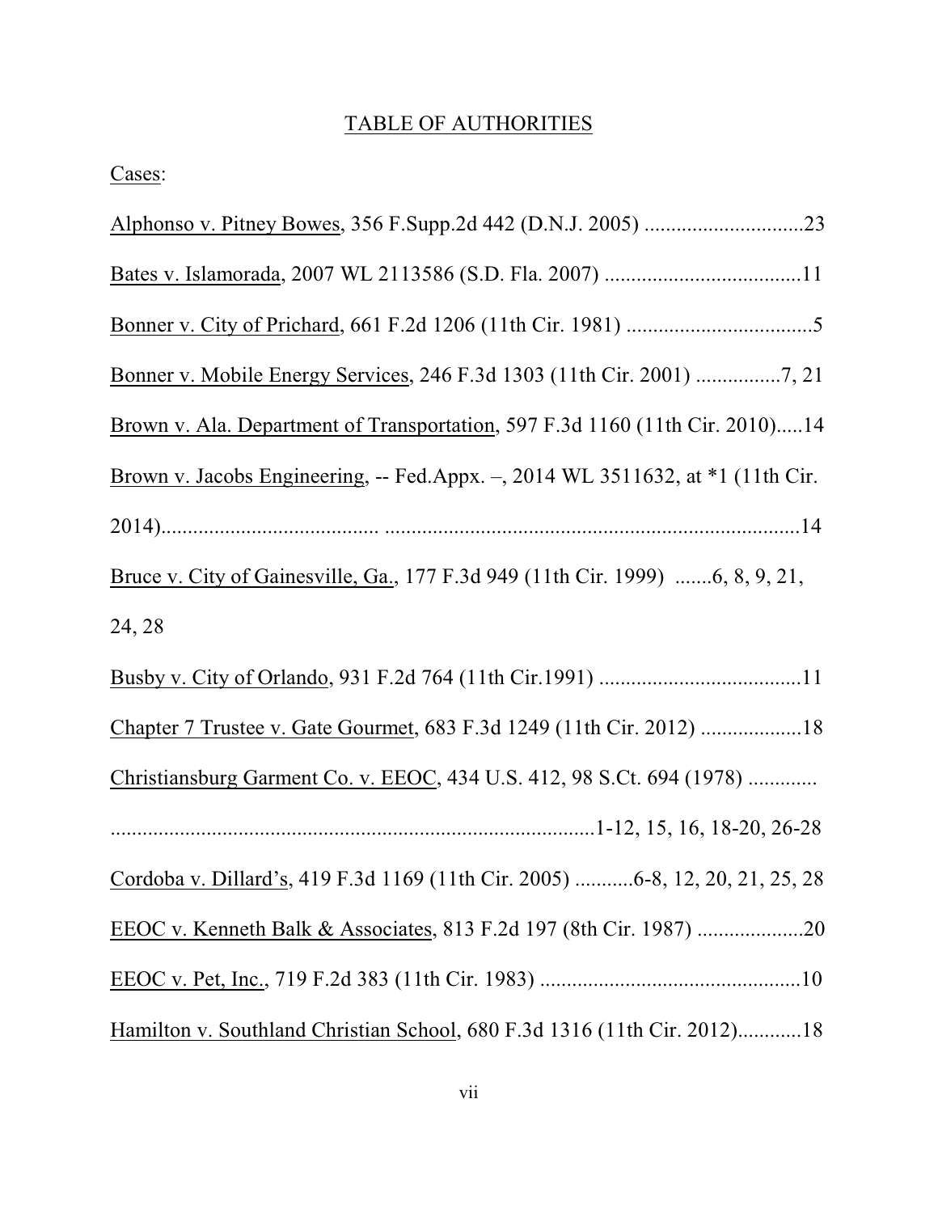# TABLE OF AUTHORITIES

Cases:

Alphonso v. Pitney Bowes, 356 F.Supp.2d 442 (D.N.J. 2005) ..............................23

Bates v. Islamorada, 2007 WL 2113586 (S.D. Fla. 2007) .....................................11

Bonner v. City of Prichard, 661 F.2d 1206 (11th Cir. 1981) ...................................5

Bonner v. Mobile Energy Services, 246 F.3d 1303 (11th Cir. 2001) ................7, 21

Brown v. Ala. Department of Transportation, 597 F.3d 1160 (11th Cir. 2010).....14

Brown v. Jacobs Engineering, -- Fed.Appx. –, 2014 WL 3511632, at *1 (11th Cir. 2014)....................................... ...............................................................................14

Bruce v. City of Gainesville, Ga., 177 F.3d 949 (11th Cir. 1999) .......6, 8, 9, 21, 24, 28

Busby v. City of Orlando, 931 F.2d 764 (11th Cir.1991) ......................................11

Chapter 7 Trustee v. Gate Gourmet, 683 F.3d 1249 (11th Cir. 2012) ...................18

Christiansburg Garment Co. v. EEOC, 434 U.S. 412, 98 S.Ct. 694 (1978) ............. ...........................................................................................1-12, 15, 16, 18-20, 26-28

Cordoba v. Dillard's, 419 F.3d 1169 (11th Cir. 2005) ...........6-8, 12, 20, 21, 25, 28

EEOC v. Kenneth Balk & Associates, 813 F.2d 197 (8th Cir. 1987) ....................20

EEOC v. Pet, Inc., 719 F.2d 383 (11th Cir. 1983) .................................................10

Hamilton v. Southland Christian School, 680 F.3d 1316 (11th Cir. 2012)............18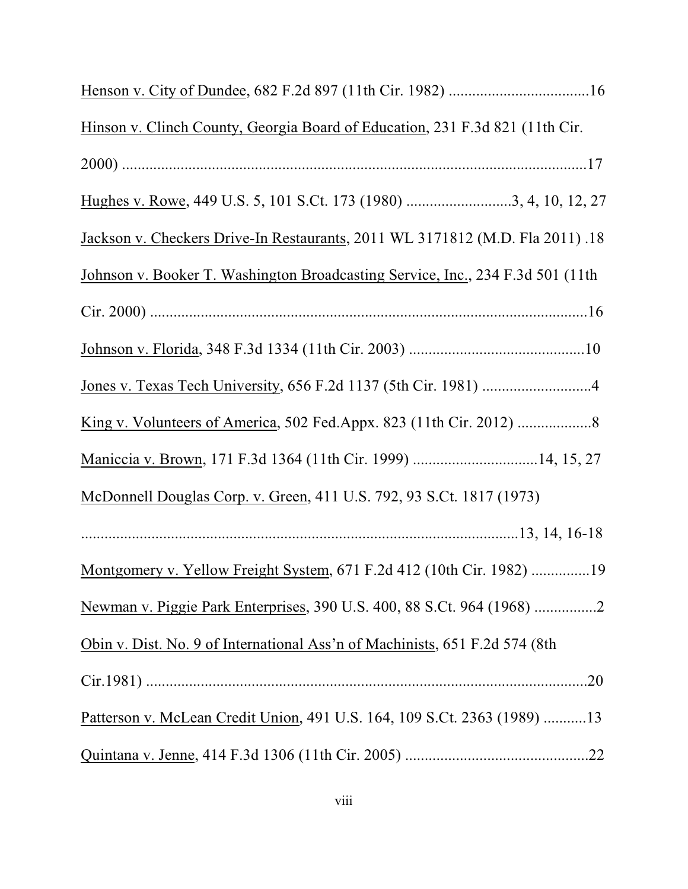Henson v. City of Dundee, 682 F.2d 897 (11th Cir. 1982) ....................................16

Hinson v. Clinch County, Georgia Board of Education, 231 F.3d 821 (11th Cir. 2000) ..........................................................................................................17

Hughes v. Rowe, 449 U.S. 5, 101 S.Ct. 173 (1980) ...........................3, 4, 10, 12, 27

Jackson v. Checkers Drive-In Restaurants, 2011 WL 3171812 (M.D. Fla 2011) .18

Johnson v. Booker T. Washington Broadcasting Service, Inc., 234 F.3d 501 (11th Cir. 2000) ..................................................................................................16

Johnson v. Florida, 348 F.3d 1334 (11th Cir. 2003) .............................................10

Jones v. Texas Tech University, 656 F.2d 1137 (5th Cir. 1981) ............................4

King v. Volunteers of America, 502 Fed.Appx. 823 (11th Cir. 2012) ...................8

Maniccia v. Brown, 171 F.3d 1364 (11th Cir. 1999) ................................14, 15, 27

McDonnell Douglas Corp. v. Green, 411 U.S. 792, 93 S.Ct. 1817 (1973) ..................................................................................................13, 14, 16-18

Montgomery v. Yellow Freight System, 671 F.2d 412 (10th Cir. 1982) ...............19

Newman v. Piggie Park Enterprises, 390 U.S. 400, 88 S.Ct. 964 (1968) ................2

Obin v. Dist. No. 9 of International Ass'n of Machinists, 651 F.2d 574 (8th Cir.1981) ..................................................................................................20

Patterson v. McLean Credit Union, 491 U.S. 164, 109 S.Ct. 2363 (1989) ...........13

Quintana v. Jenne, 414 F.3d 1306 (11th Cir. 2005) ...............................................22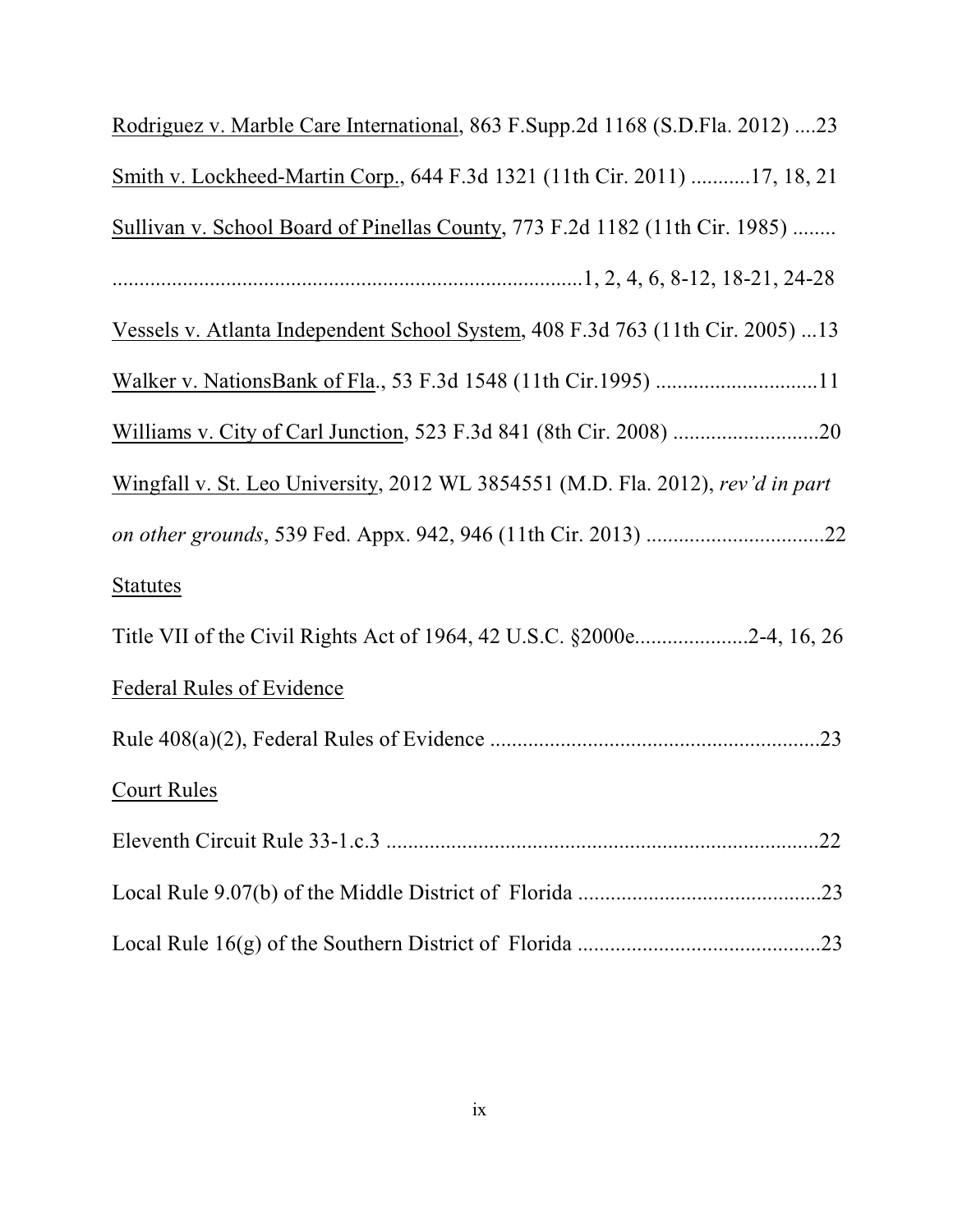Rodriguez v. Marble Care International, 863 F.Supp.2d 1168 (S.D.Fla. 2012) ....23

Smith v. Lockheed-Martin Corp., 644 F.3d 1321 (11th Cir. 2011) ...........17, 18, 21

Sullivan v. School Board of Pinellas County, 773 F.2d 1182 (11th Cir. 1985) ........ .......................................................................................1, 2, 4, 6, 8-12, 18-21, 24-28

Vessels v. Atlanta Independent School System, 408 F.3d 763 (11th Cir. 2005) ...13

Walker v. NationsBank of Fla., 53 F.3d 1548 (11th Cir.1995) ..............................11

Williams v. City of Carl Junction, 523 F.3d 841 (8th Cir. 2008) ...........................20

Wingfall v. St. Leo University, 2012 WL 3854551 (M.D. Fla. 2012), *rev'd in part on other grounds*, 539 Fed. Appx. 942, 946 (11th Cir. 2013) .................................22

Statutes

Title VII of the Civil Rights Act of 1964, 42 U.S.C. §2000e.....................2-4, 16, 26

Federal Rules of Evidence

Rule 408(a)(2), Federal Rules of Evidence .............................................................23

Court Rules

Eleventh Circuit Rule 33-1.c.3 .................................................................................22

Local Rule 9.07(b) of the Middle District of Florida .............................................23

Local Rule 16(g) of the Southern District of Florida .............................................23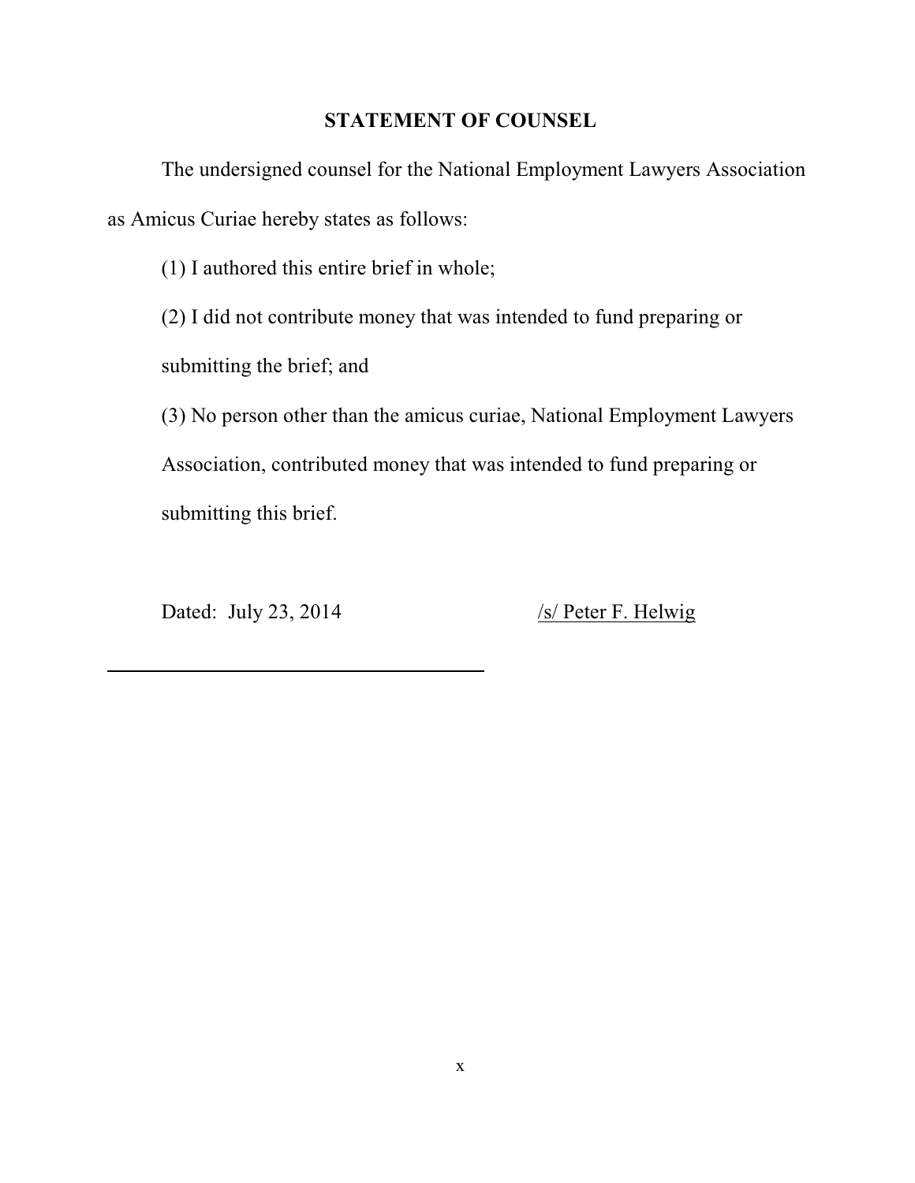## STATEMENT OF COUNSEL

The undersigned counsel for the National Employment Lawyers Association as Amicus Curiae hereby states as follows:

(1) I authored this entire brief in whole;

(2) I did not contribute money that was intended to fund preparing or submitting the brief; and

(3) No person other than the amicus curiae, National Employment Lawyers Association, contributed money that was intended to fund preparing or submitting this brief.

Dated: July 23, 2014 /s/ Peter F. Helwig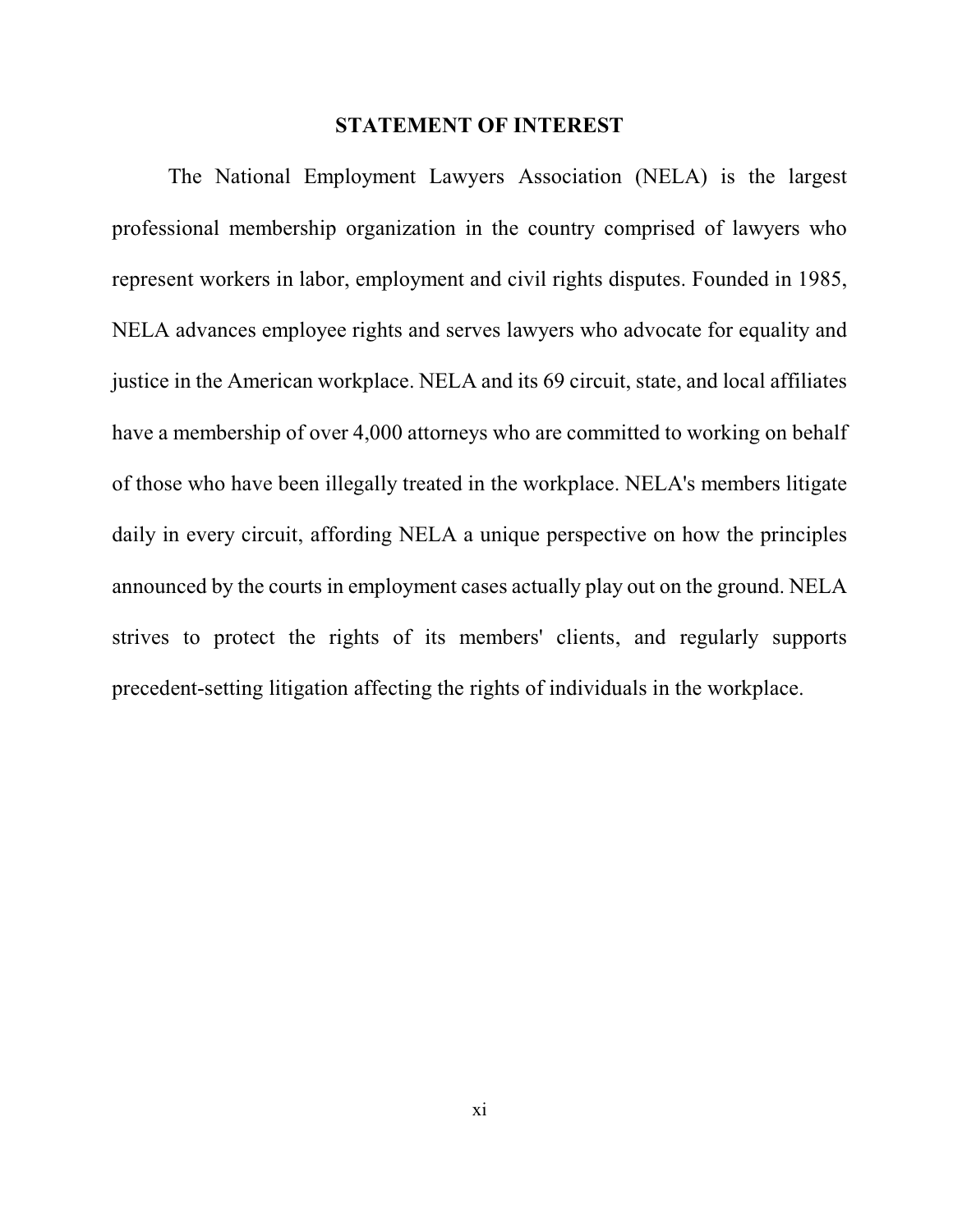## STATEMENT OF INTEREST

The National Employment Lawyers Association (NELA) is the largest professional membership organization in the country comprised of lawyers who represent workers in labor, employment and civil rights disputes. Founded in 1985, NELA advances employee rights and serves lawyers who advocate for equality and justice in the American workplace. NELA and its 69 circuit, state, and local affiliates have a membership of over 4,000 attorneys who are committed to working on behalf of those who have been illegally treated in the workplace. NELA's members litigate daily in every circuit, affording NELA a unique perspective on how the principles announced by the courts in employment cases actually play out on the ground. NELA strives to protect the rights of its members' clients, and regularly supports precedent-setting litigation affecting the rights of individuals in the workplace.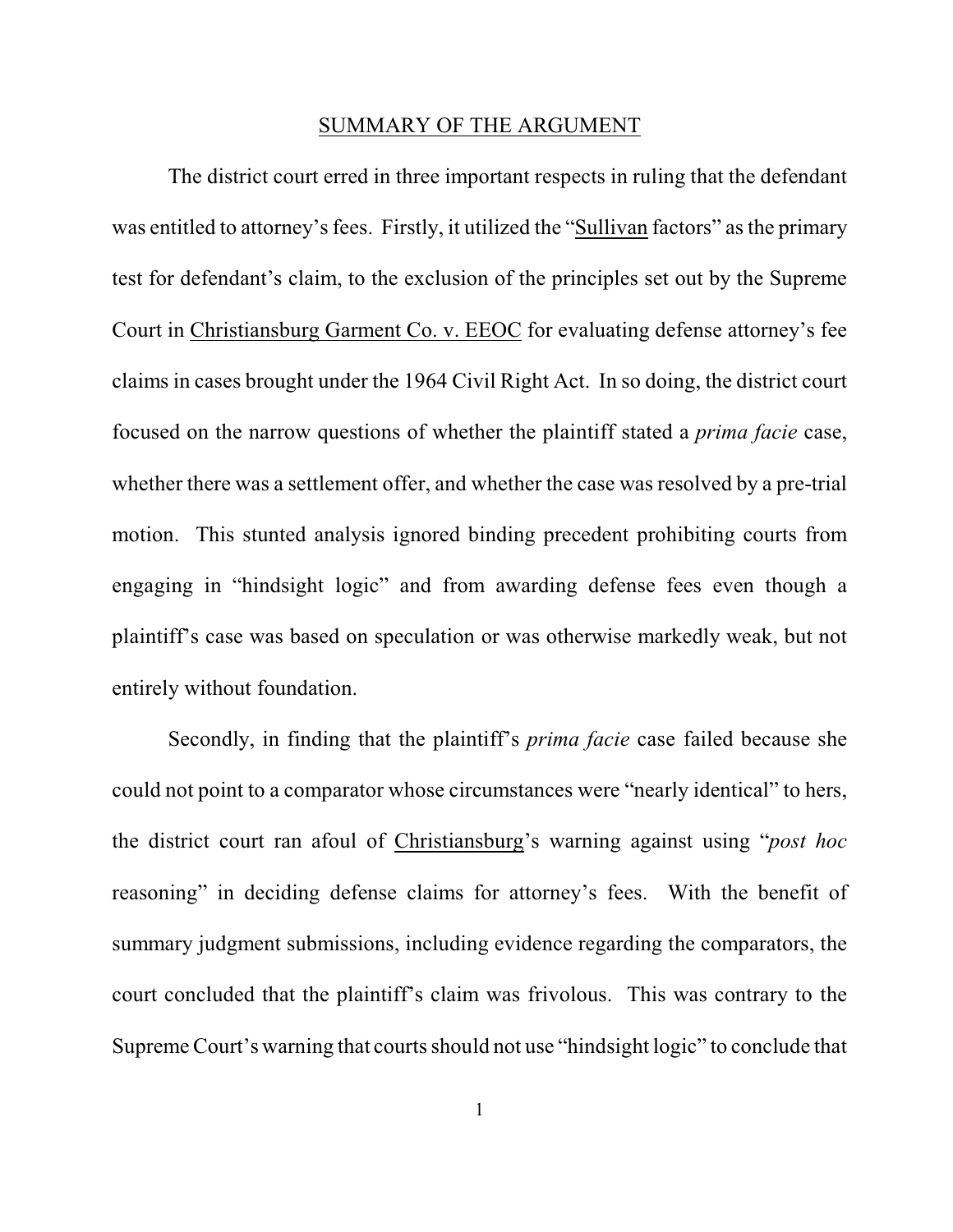## SUMMARY OF THE ARGUMENT

The district court erred in three important respects in ruling that the defendant was entitled to attorney's fees. Firstly, it utilized the "Sullivan factors" as the primary test for defendant's claim, to the exclusion of the principles set out by the Supreme Court in Christiansburg Garment Co. v. EEOC for evaluating defense attorney's fee claims in cases brought under the 1964 Civil Right Act. In so doing, the district court focused on the narrow questions of whether the plaintiff stated a *prima facie* case, whether there was a settlement offer, and whether the case was resolved by a pre-trial motion. This stunted analysis ignored binding precedent prohibiting courts from engaging in "hindsight logic" and from awarding defense fees even though a plaintiff's case was based on speculation or was otherwise markedly weak, but not entirely without foundation.

Secondly, in finding that the plaintiff's *prima facie* case failed because she could not point to a comparator whose circumstances were "nearly identical" to hers, the district court ran afoul of Christiansburg's warning against using "*post hoc* reasoning" in deciding defense claims for attorney's fees. With the benefit of summary judgment submissions, including evidence regarding the comparators, the court concluded that the plaintiff's claim was frivolous. This was contrary to the Supreme Court's warning that courts should not use "hindsight logic" to conclude that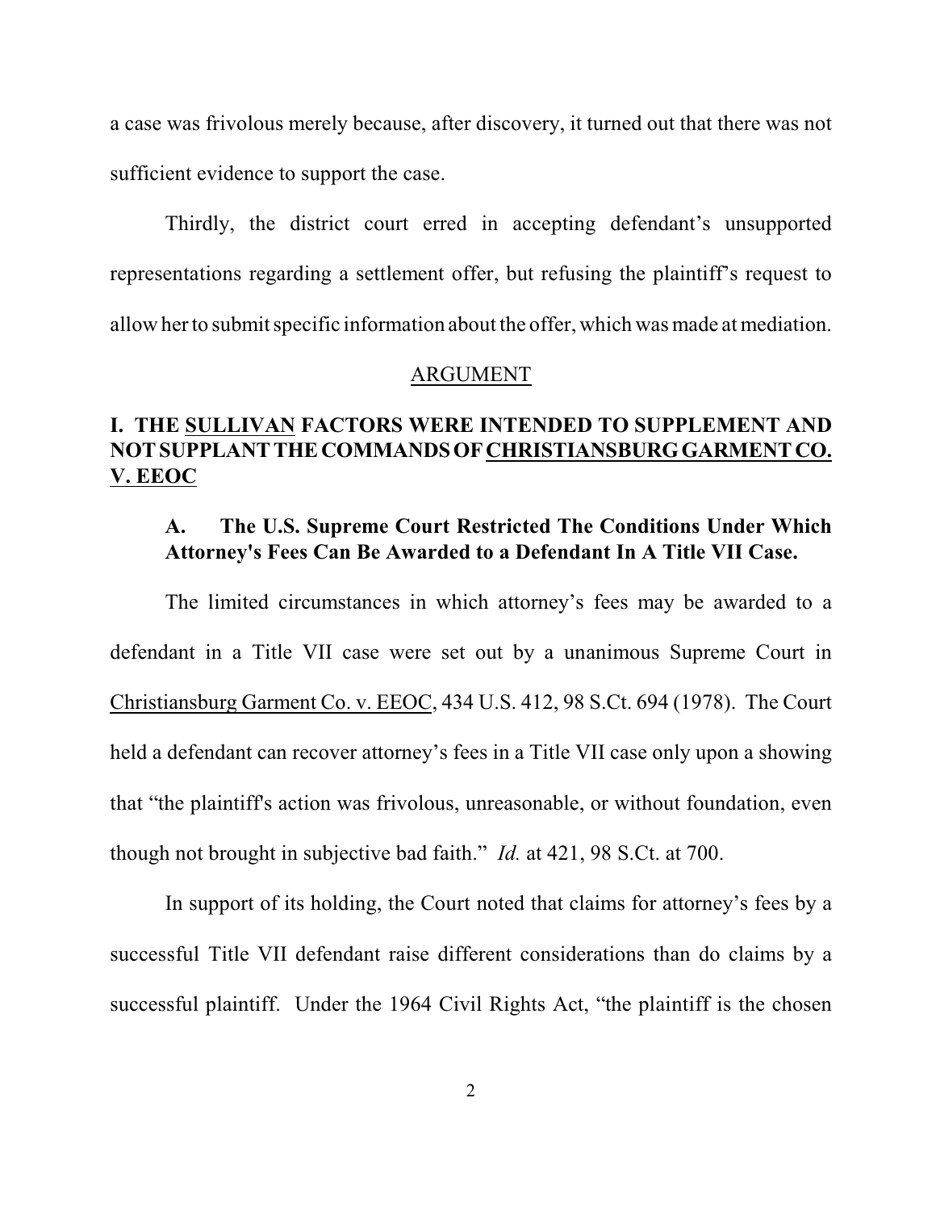a case was frivolous merely because, after discovery, it turned out that there was not sufficient evidence to support the case.

Thirdly, the district court erred in accepting defendant's unsupported representations regarding a settlement offer, but refusing the plaintiff's request to allow her to submit specific information about the offer, which was made at mediation.

## ARGUMENT

### I. THE SULLIVAN FACTORS WERE INTENDED TO SUPPLEMENT AND NOT SUPPLANT THE COMMANDS OF CHRISTIANSBURG GARMENT CO. V. EEOC

#### A. The U.S. Supreme Court Restricted The Conditions Under Which Attorney's Fees Can Be Awarded to a Defendant In A Title VII Case.

The limited circumstances in which attorney's fees may be awarded to a defendant in a Title VII case were set out by a unanimous Supreme Court in Christiansburg Garment Co. v. EEOC, 434 U.S. 412, 98 S.Ct. 694 (1978). The Court held a defendant can recover attorney's fees in a Title VII case only upon a showing that "the plaintiff's action was frivolous, unreasonable, or without foundation, even though not brought in subjective bad faith." *Id.* at 421, 98 S.Ct. at 700.

In support of its holding, the Court noted that claims for attorney's fees by a successful Title VII defendant raise different considerations than do claims by a successful plaintiff. Under the 1964 Civil Rights Act, "the plaintiff is the chosen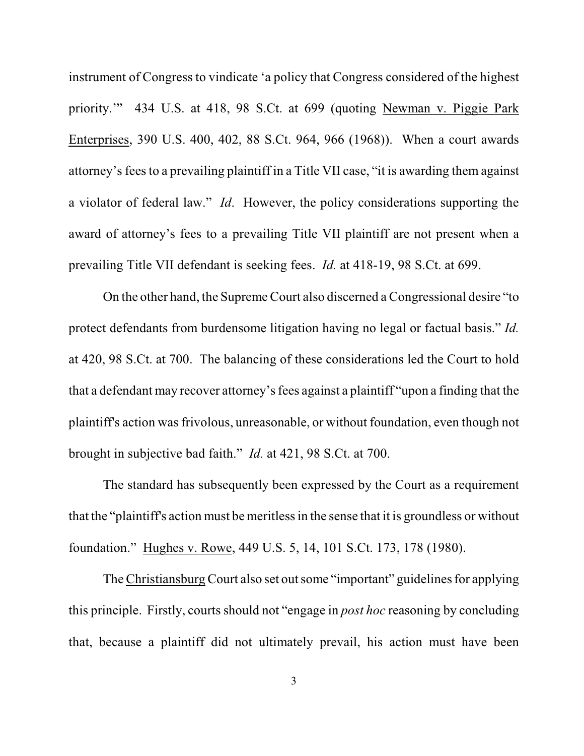instrument of Congress to vindicate 'a policy that Congress considered of the highest priority.'" 434 U.S. at 418, 98 S.Ct. at 699 (quoting Newman v. Piggie Park Enterprises, 390 U.S. 400, 402, 88 S.Ct. 964, 966 (1968)). When a court awards attorney's fees to a prevailing plaintiff in a Title VII case, "it is awarding them against a violator of federal law." *Id*. However, the policy considerations supporting the award of attorney's fees to a prevailing Title VII plaintiff are not present when a prevailing Title VII defendant is seeking fees. *Id.* at 418-19, 98 S.Ct. at 699.

On the other hand, the Supreme Court also discerned a Congressional desire "to protect defendants from burdensome litigation having no legal or factual basis." *Id.* at 420, 98 S.Ct. at 700. The balancing of these considerations led the Court to hold that a defendant may recover attorney's fees against a plaintiff "upon a finding that the plaintiff's action was frivolous, unreasonable, or without foundation, even though not brought in subjective bad faith." *Id.* at 421, 98 S.Ct. at 700.

The standard has subsequently been expressed by the Court as a requirement that the "plaintiff's action must be meritless in the sense that it is groundless or without foundation." Hughes v. Rowe, 449 U.S. 5, 14, 101 S.Ct. 173, 178 (1980).

The Christiansburg Court also set out some "important" guidelines for applying this principle. Firstly, courts should not "engage in *post hoc* reasoning by concluding that, because a plaintiff did not ultimately prevail, his action must have been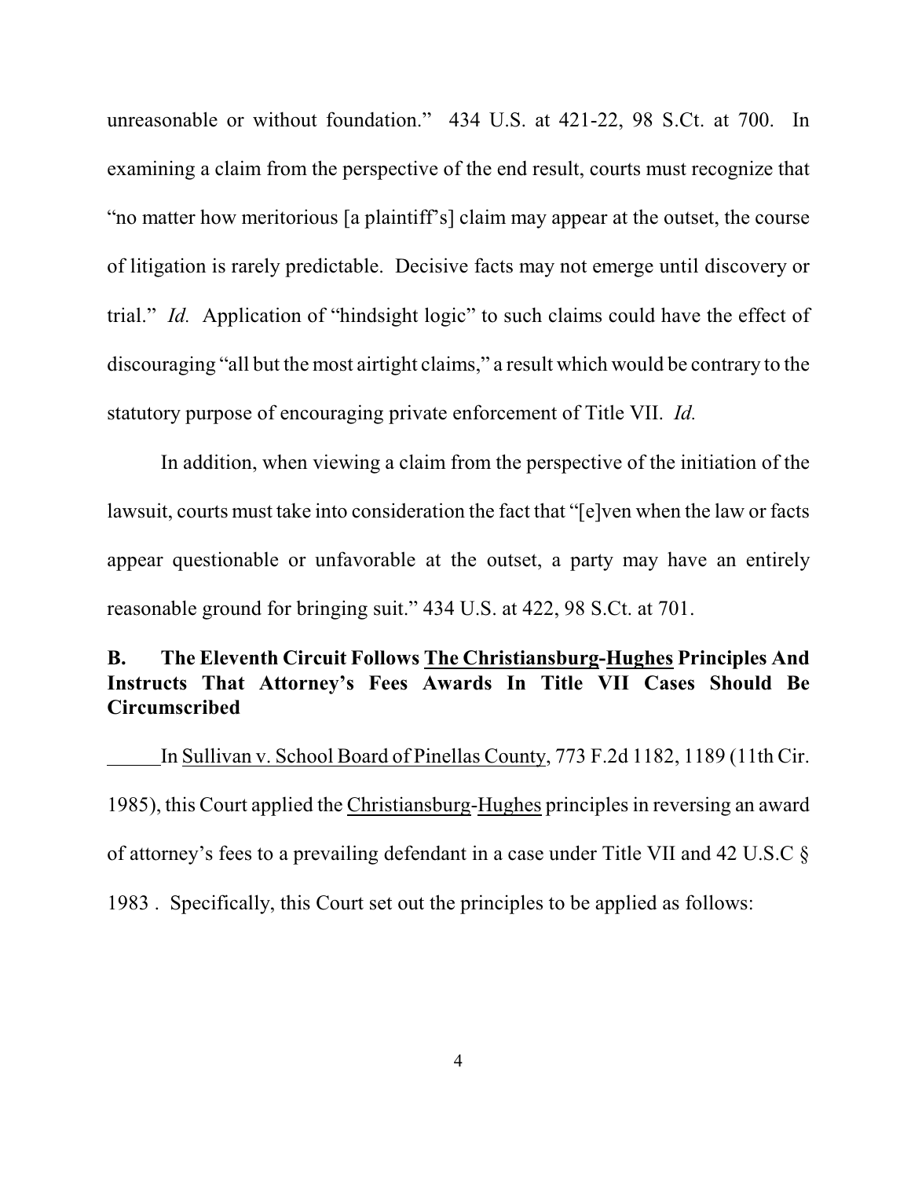unreasonable or without foundation." 434 U.S. at 421-22, 98 S.Ct. at 700. In examining a claim from the perspective of the end result, courts must recognize that "no matter how meritorious [a plaintiff's] claim may appear at the outset, the course of litigation is rarely predictable. Decisive facts may not emerge until discovery or trial." *Id.* Application of "hindsight logic" to such claims could have the effect of discouraging "all but the most airtight claims," a result which would be contrary to the statutory purpose of encouraging private enforcement of Title VII. *Id.*

In addition, when viewing a claim from the perspective of the initiation of the lawsuit, courts must take into consideration the fact that "[e]ven when the law or facts appear questionable or unfavorable at the outset, a party may have an entirely reasonable ground for bringing suit." 434 U.S. at 422, 98 S.Ct. at 701.

**B. The Eleventh Circuit Follows The Christiansburg-Hughes Principles And Instructs That Attorney's Fees Awards In Title VII Cases Should Be Circumscribed**

In Sullivan v. School Board of Pinellas County, 773 F.2d 1182, 1189 (11th Cir. 1985), this Court applied the Christiansburg-Hughes principles in reversing an award of attorney's fees to a prevailing defendant in a case under Title VII and 42 U.S.C § 1983 . Specifically, this Court set out the principles to be applied as follows: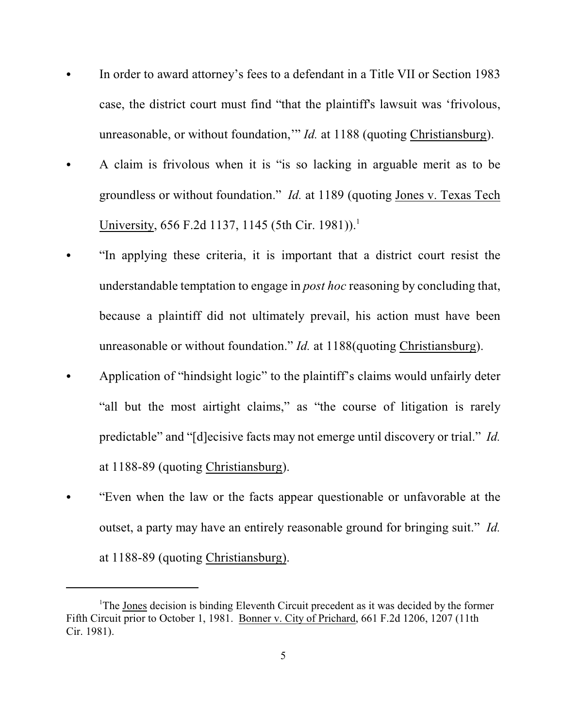- In order to award attorney's fees to a defendant in a Title VII or Section 1983 case, the district court must find "that the plaintiff's lawsuit was 'frivolous, unreasonable, or without foundation,'" *Id.* at 1188 (quoting Christiansburg).
- A claim is frivolous when it is "is so lacking in arguable merit as to be groundless or without foundation." *Id.* at 1189 (quoting Jones v. Texas Tech University, 656 F.2d 1137, 1145 (5th Cir. 1981)).[1]
- "In applying these criteria, it is important that a district court resist the understandable temptation to engage in *post hoc* reasoning by concluding that, because a plaintiff did not ultimately prevail, his action must have been unreasonable or without foundation." *Id.* at 1188(quoting Christiansburg).
- Application of "hindsight logic" to the plaintiff's claims would unfairly deter "all but the most airtight claims," as "the course of litigation is rarely predictable" and "[d]ecisive facts may not emerge until discovery or trial." *Id.* at 1188-89 (quoting Christiansburg).
- "Even when the law or the facts appear questionable or unfavorable at the outset, a party may have an entirely reasonable ground for bringing suit." *Id.* at 1188-89 (quoting Christiansburg).

---

[1] The Jones decision is binding Eleventh Circuit precedent as it was decided by the former Fifth Circuit prior to October 1, 1981. Bonner v. City of Prichard, 661 F.2d 1206, 1207 (11th Cir. 1981).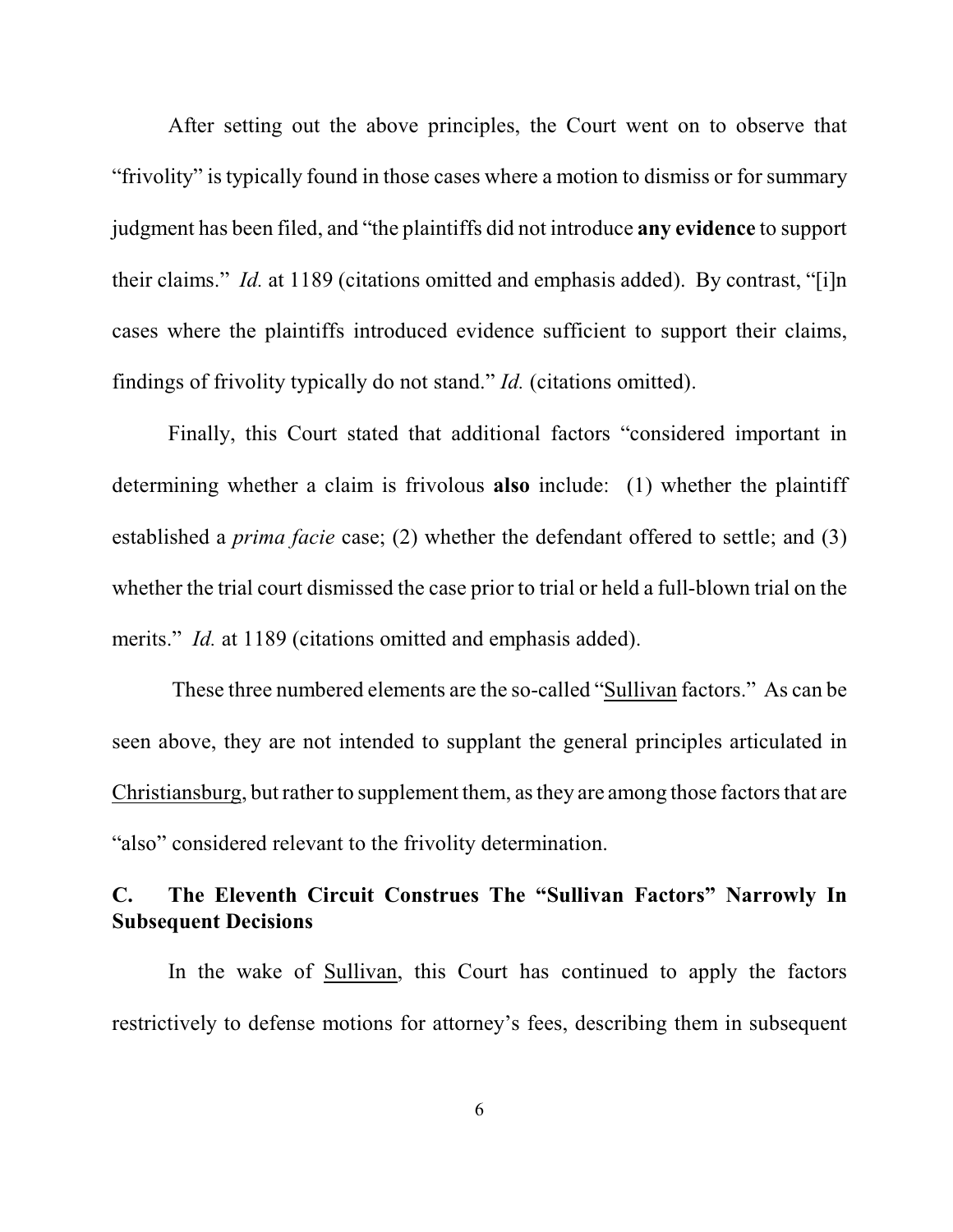After setting out the above principles, the Court went on to observe that "frivolity" is typically found in those cases where a motion to dismiss or for summary judgment has been filed, and "the plaintiffs did not introduce **any evidence** to support their claims." *Id.* at 1189 (citations omitted and emphasis added). By contrast, "[i]n cases where the plaintiffs introduced evidence sufficient to support their claims, findings of frivolity typically do not stand." *Id.* (citations omitted).

Finally, this Court stated that additional factors "considered important in determining whether a claim is frivolous **also** include: (1) whether the plaintiff established a *prima facie* case; (2) whether the defendant offered to settle; and (3) whether the trial court dismissed the case prior to trial or held a full-blown trial on the merits." *Id.* at 1189 (citations omitted and emphasis added).

These three numbered elements are the so-called "Sullivan factors." As can be seen above, they are not intended to supplant the general principles articulated in Christiansburg, but rather to supplement them, as they are among those factors that are "also" considered relevant to the frivolity determination.

### C. The Eleventh Circuit Construes The "Sullivan Factors" Narrowly In Subsequent Decisions

In the wake of Sullivan, this Court has continued to apply the factors restrictively to defense motions for attorney's fees, describing them in subsequent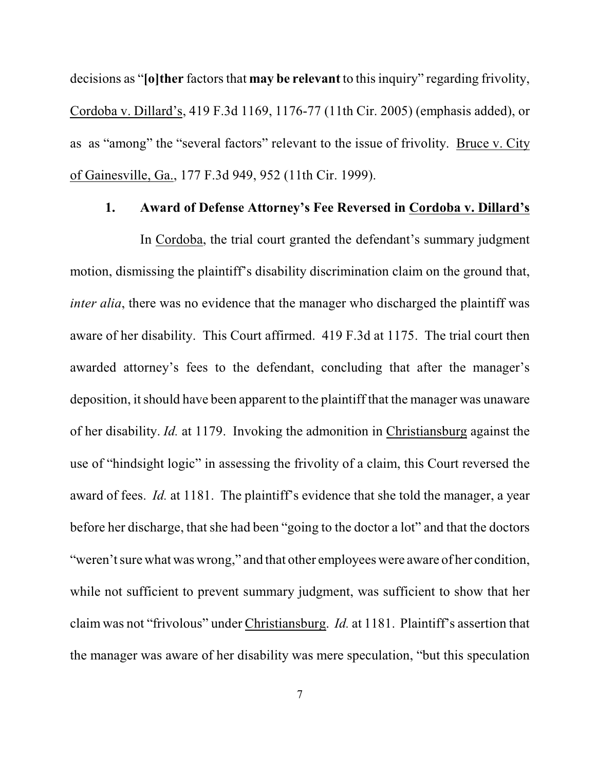decisions as "**[o]ther** factors that **may be relevant** to this inquiry" regarding frivolity, Cordoba v. Dillard's, 419 F.3d 1169, 1176-77 (11th Cir. 2005) (emphasis added), or as as "among" the "several factors" relevant to the issue of frivolity. Bruce v. City of Gainesville, Ga., 177 F.3d 949, 952 (11th Cir. 1999).

### 1. Award of Defense Attorney's Fee Reversed in Cordoba v. Dillard's

In Cordoba, the trial court granted the defendant's summary judgment motion, dismissing the plaintiff's disability discrimination claim on the ground that, *inter alia*, there was no evidence that the manager who discharged the plaintiff was aware of her disability. This Court affirmed. 419 F.3d at 1175. The trial court then awarded attorney's fees to the defendant, concluding that after the manager's deposition, it should have been apparent to the plaintiff that the manager was unaware of her disability. *Id.* at 1179. Invoking the admonition in Christiansburg against the use of "hindsight logic" in assessing the frivolity of a claim, this Court reversed the award of fees. *Id.* at 1181. The plaintiff's evidence that she told the manager, a year before her discharge, that she had been "going to the doctor a lot" and that the doctors "weren't sure what was wrong," and that other employees were aware of her condition, while not sufficient to prevent summary judgment, was sufficient to show that her claim was not "frivolous" under Christiansburg. *Id.* at 1181. Plaintiff's assertion that the manager was aware of her disability was mere speculation, "but this speculation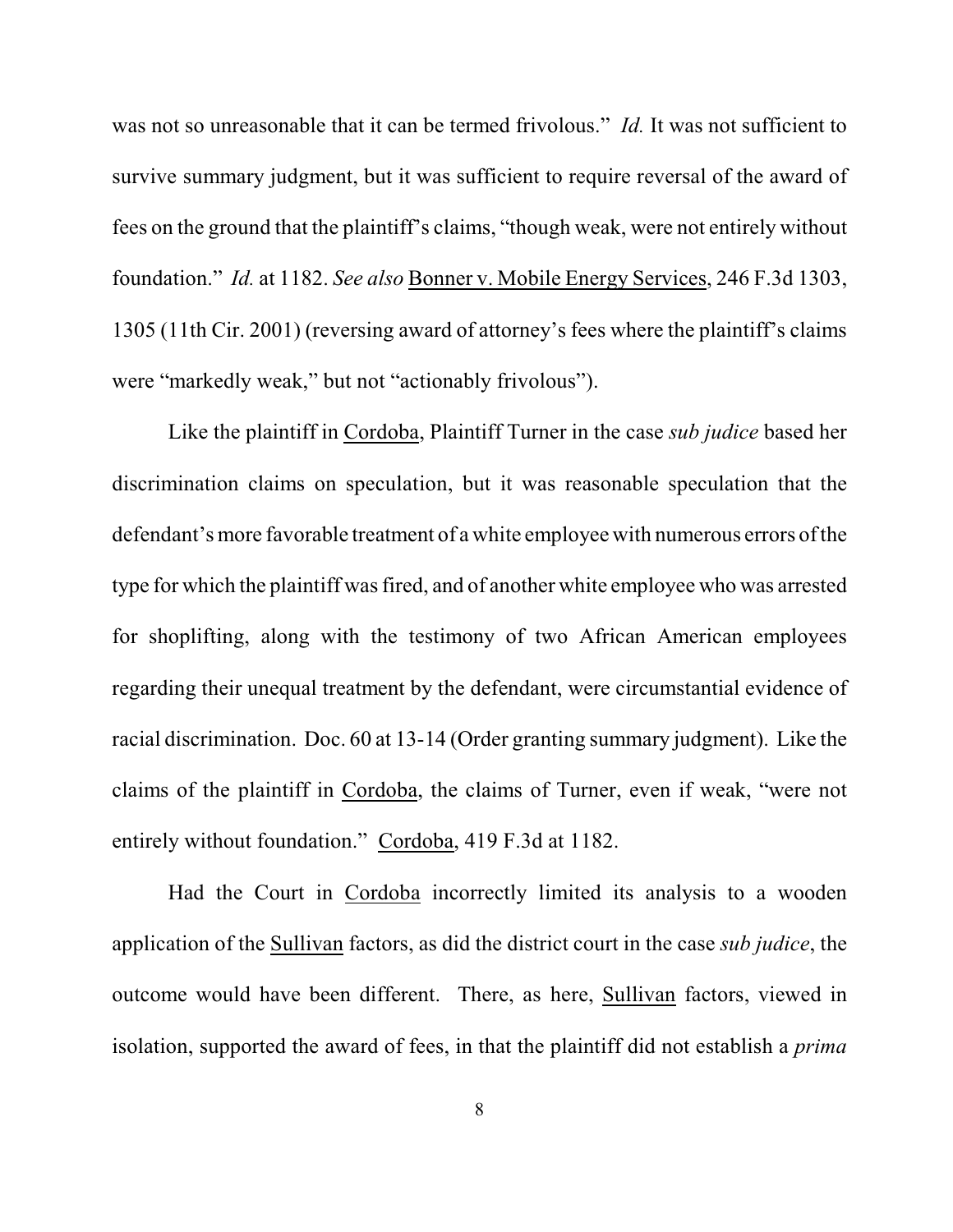was not so unreasonable that it can be termed frivolous." *Id.* It was not sufficient to survive summary judgment, but it was sufficient to require reversal of the award of fees on the ground that the plaintiff's claims, "though weak, were not entirely without foundation." *Id.* at 1182. *See also* Bonner v. Mobile Energy Services, 246 F.3d 1303, 1305 (11th Cir. 2001) (reversing award of attorney's fees where the plaintiff's claims were "markedly weak," but not "actionably frivolous").

Like the plaintiff in Cordoba, Plaintiff Turner in the case *sub judice* based her discrimination claims on speculation, but it was reasonable speculation that the defendant's more favorable treatment of a white employee with numerous errors of the type for which the plaintiff was fired, and of another white employee who was arrested for shoplifting, along with the testimony of two African American employees regarding their unequal treatment by the defendant, were circumstantial evidence of racial discrimination. Doc. 60 at 13-14 (Order granting summary judgment). Like the claims of the plaintiff in Cordoba, the claims of Turner, even if weak, "were not entirely without foundation." Cordoba, 419 F.3d at 1182.

Had the Court in Cordoba incorrectly limited its analysis to a wooden application of the Sullivan factors, as did the district court in the case *sub judice*, the outcome would have been different. There, as here, Sullivan factors, viewed in isolation, supported the award of fees, in that the plaintiff did not establish a *prima*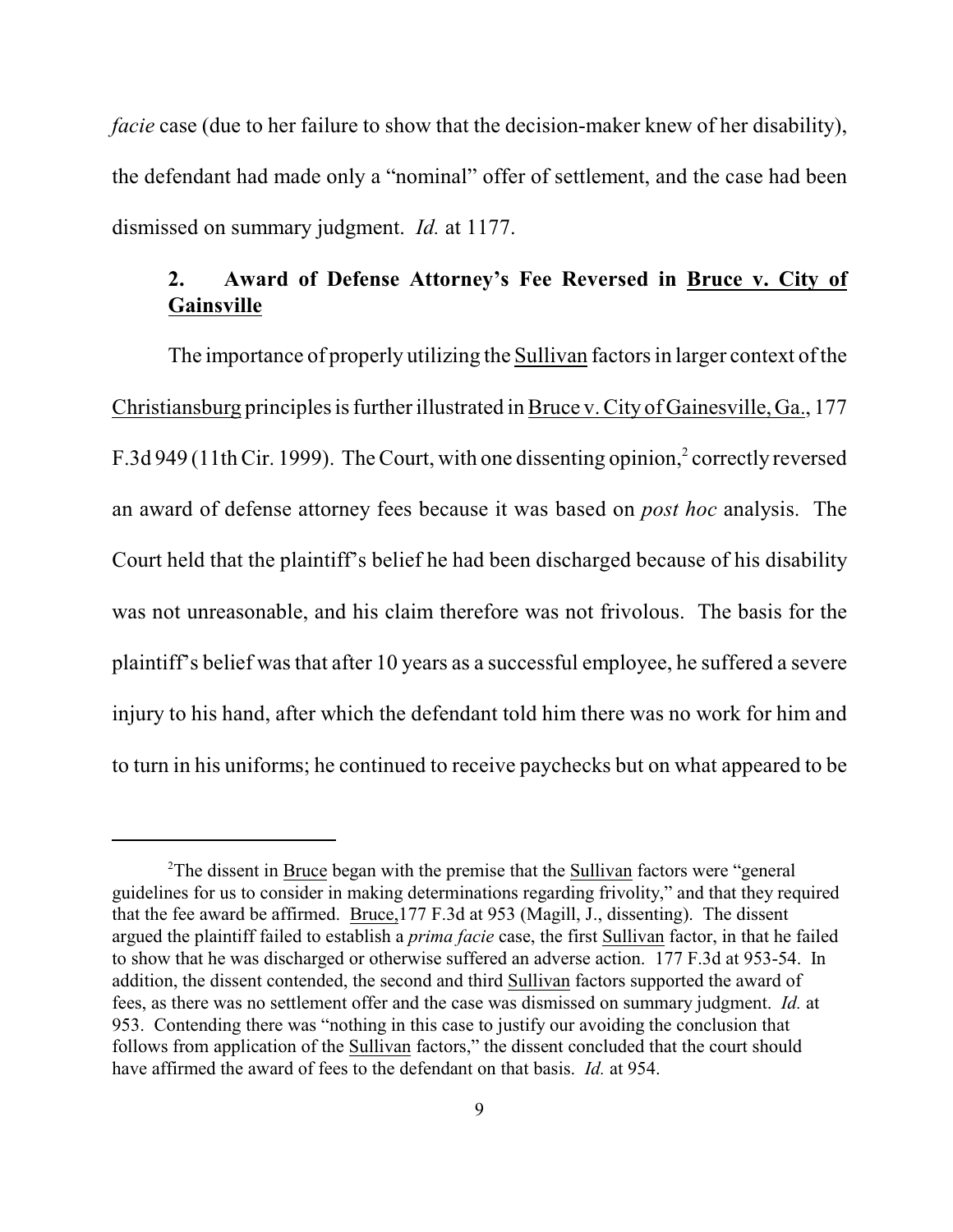*facie* case (due to her failure to show that the decision-maker knew of her disability), the defendant had made only a "nominal" offer of settlement, and the case had been dismissed on summary judgment. *Id.* at 1177.

### 2. Award of Defense Attorney's Fee Reversed in Bruce v. City of Gainsville

The importance of properly utilizing the Sullivan factors in larger context of the Christiansburg principles is further illustrated in Bruce v. City of Gainesville, Ga., 177 F.3d 949 (11th Cir. 1999). The Court, with one dissenting opinion,[2] correctly reversed an award of defense attorney fees because it was based on *post hoc* analysis. The Court held that the plaintiff's belief he had been discharged because of his disability was not unreasonable, and his claim therefore was not frivolous. The basis for the plaintiff's belief was that after 10 years as a successful employee, he suffered a severe injury to his hand, after which the defendant told him there was no work for him and to turn in his uniforms; he continued to receive paychecks but on what appeared to be

---

[2]The dissent in Bruce began with the premise that the Sullivan factors were "general guidelines for us to consider in making determinations regarding frivolity," and that they required that the fee award be affirmed. Bruce,177 F.3d at 953 (Magill, J., dissenting). The dissent argued the plaintiff failed to establish a *prima facie* case, the first Sullivan factor, in that he failed to show that he was discharged or otherwise suffered an adverse action. 177 F.3d at 953-54. In addition, the dissent contended, the second and third Sullivan factors supported the award of fees, as there was no settlement offer and the case was dismissed on summary judgment. *Id.* at 953. Contending there was "nothing in this case to justify our avoiding the conclusion that follows from application of the Sullivan factors," the dissent concluded that the court should have affirmed the award of fees to the defendant on that basis. *Id.* at 954.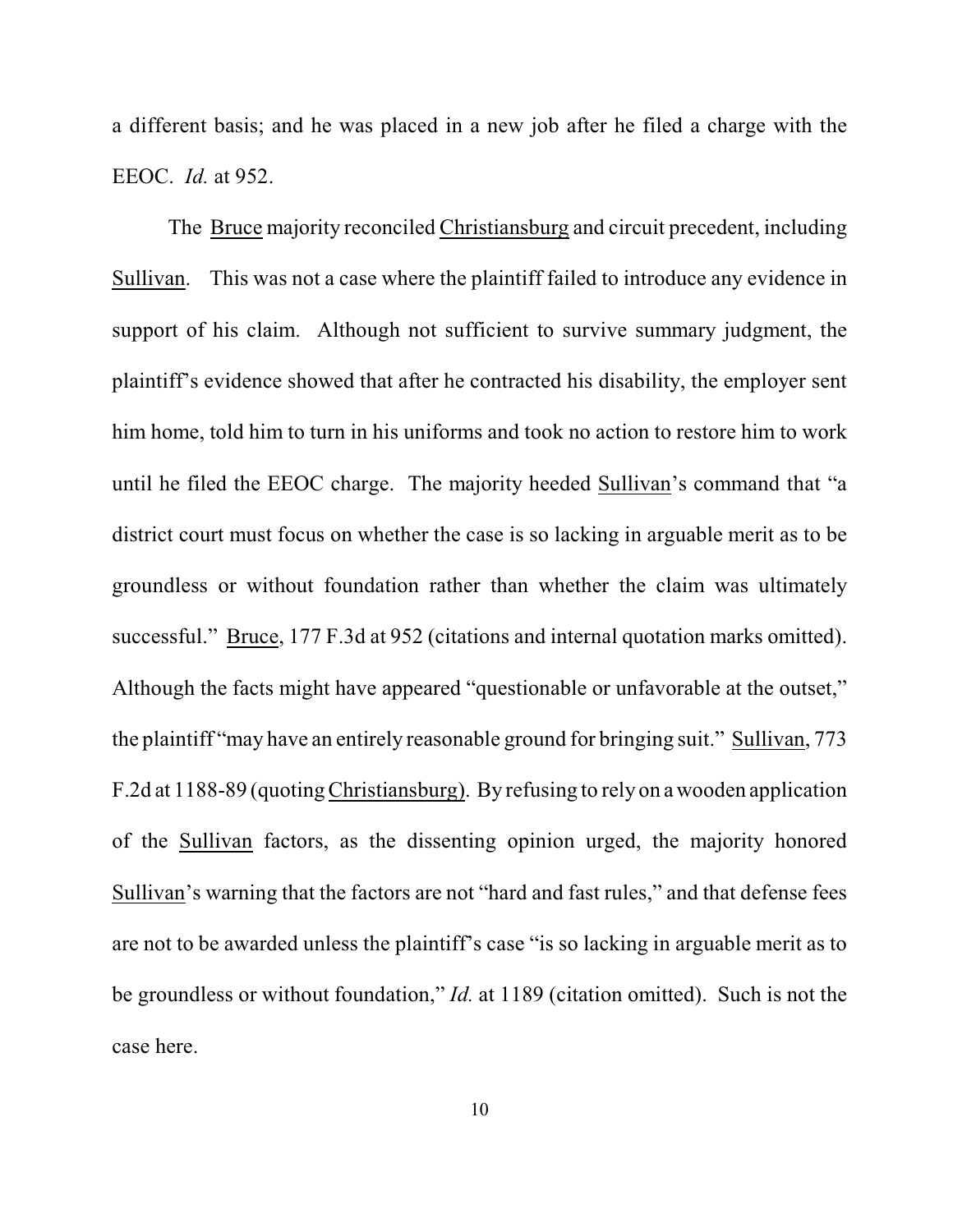a different basis; and he was placed in a new job after he filed a charge with the EEOC. *Id.* at 952.

The Bruce majority reconciled Christiansburg and circuit precedent, including Sullivan. This was not a case where the plaintiff failed to introduce any evidence in support of his claim. Although not sufficient to survive summary judgment, the plaintiff's evidence showed that after he contracted his disability, the employer sent him home, told him to turn in his uniforms and took no action to restore him to work until he filed the EEOC charge. The majority heeded Sullivan's command that "a district court must focus on whether the case is so lacking in arguable merit as to be groundless or without foundation rather than whether the claim was ultimately successful." Bruce, 177 F.3d at 952 (citations and internal quotation marks omitted). Although the facts might have appeared "questionable or unfavorable at the outset," the plaintiff "may have an entirely reasonable ground for bringing suit." Sullivan, 773 F.2d at 1188-89 (quoting Christiansburg). By refusing to rely on a wooden application of the Sullivan factors, as the dissenting opinion urged, the majority honored Sullivan's warning that the factors are not "hard and fast rules," and that defense fees are not to be awarded unless the plaintiff's case "is so lacking in arguable merit as to be groundless or without foundation," *Id.* at 1189 (citation omitted). Such is not the case here.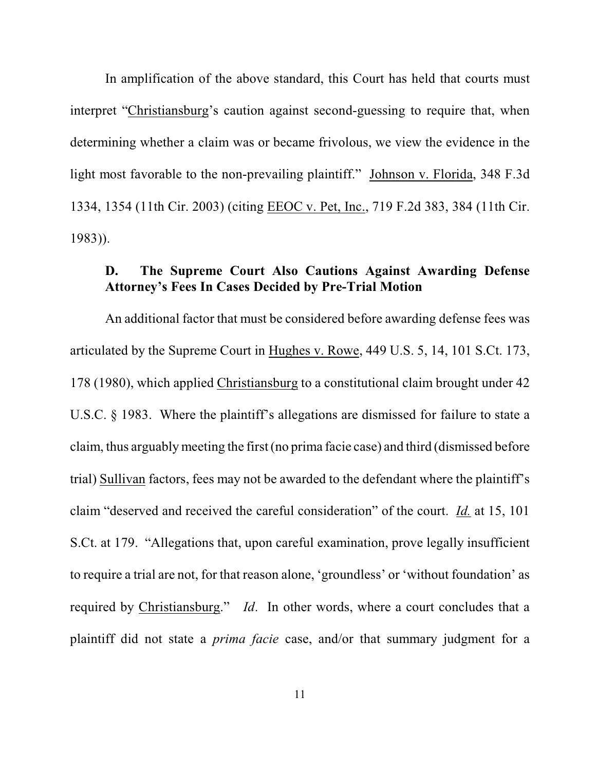In amplification of the above standard, this Court has held that courts must interpret "Christiansburg's caution against second-guessing to require that, when determining whether a claim was or became frivolous, we view the evidence in the light most favorable to the non-prevailing plaintiff." Johnson v. Florida, 348 F.3d 1334, 1354 (11th Cir. 2003) (citing EEOC v. Pet, Inc., 719 F.2d 383, 384 (11th Cir. 1983)).

### D. The Supreme Court Also Cautions Against Awarding Defense Attorney's Fees In Cases Decided by Pre-Trial Motion

An additional factor that must be considered before awarding defense fees was articulated by the Supreme Court in Hughes v. Rowe, 449 U.S. 5, 14, 101 S.Ct. 173, 178 (1980), which applied Christiansburg to a constitutional claim brought under 42 U.S.C. § 1983. Where the plaintiff's allegations are dismissed for failure to state a claim, thus arguably meeting the first (no prima facie case) and third (dismissed before trial) Sullivan factors, fees may not be awarded to the defendant where the plaintiff's claim "deserved and received the careful consideration" of the court. *Id.* at 15, 101 S.Ct. at 179. "Allegations that, upon careful examination, prove legally insufficient to require a trial are not, for that reason alone, 'groundless' or 'without foundation' as required by Christiansburg." *Id*. In other words, where a court concludes that a plaintiff did not state a *prima facie* case, and/or that summary judgment for a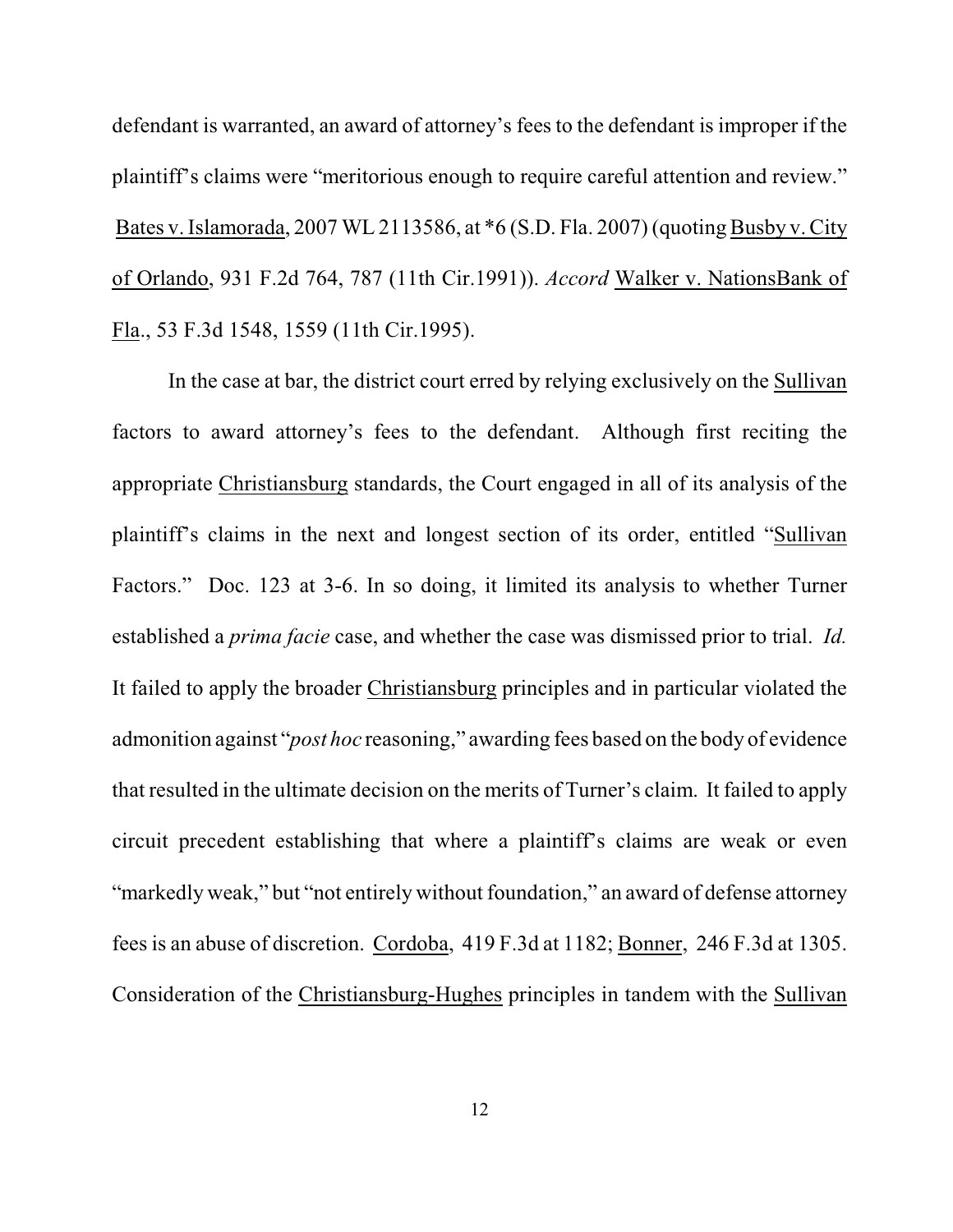defendant is warranted, an award of attorney's fees to the defendant is improper if the plaintiff's claims were "meritorious enough to require careful attention and review." Bates v. Islamorada, 2007 WL 2113586, at *6 (S.D. Fla. 2007) (quoting Busby v. City of Orlando, 931 F.2d 764, 787 (11th Cir.1991)). *Accord* Walker v. NationsBank of Fla., 53 F.3d 1548, 1559 (11th Cir.1995).

In the case at bar, the district court erred by relying exclusively on the Sullivan factors to award attorney's fees to the defendant. Although first reciting the appropriate Christiansburg standards, the Court engaged in all of its analysis of the plaintiff's claims in the next and longest section of its order, entitled "Sullivan Factors." Doc. 123 at 3-6. In so doing, it limited its analysis to whether Turner established a *prima facie* case, and whether the case was dismissed prior to trial. *Id.* It failed to apply the broader Christiansburg principles and in particular violated the admonition against "*post hoc* reasoning," awarding fees based on the body of evidence that resulted in the ultimate decision on the merits of Turner's claim. It failed to apply circuit precedent establishing that where a plaintiff's claims are weak or even "markedly weak," but "not entirely without foundation," an award of defense attorney fees is an abuse of discretion. Cordoba, 419 F.3d at 1182; Bonner, 246 F.3d at 1305. Consideration of the Christiansburg-Hughes principles in tandem with the Sullivan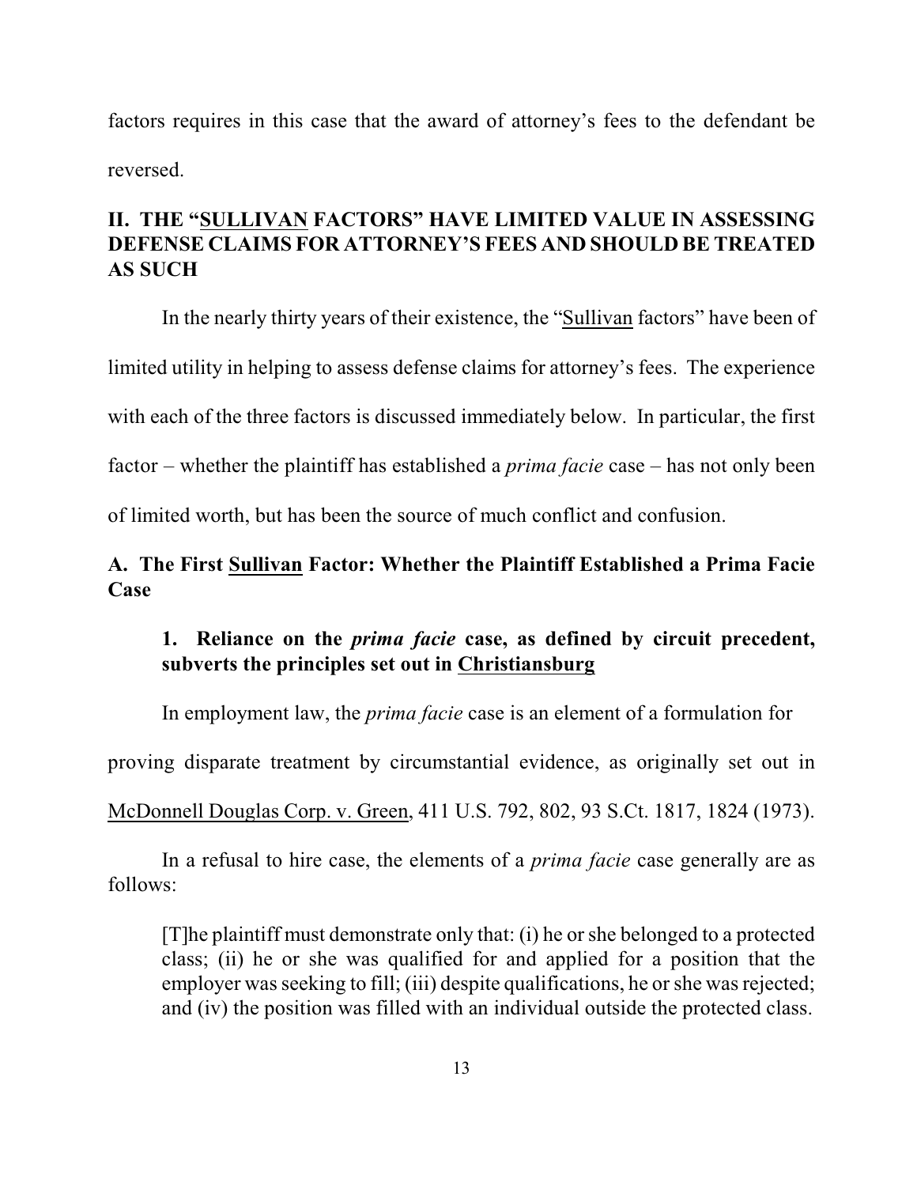factors requires in this case that the award of attorney's fees to the defendant be reversed.

## II. THE "SULLIVAN FACTORS" HAVE LIMITED VALUE IN ASSESSING DEFENSE CLAIMS FOR ATTORNEY'S FEES AND SHOULD BE TREATED AS SUCH

In the nearly thirty years of their existence, the "Sullivan factors" have been of limited utility in helping to assess defense claims for attorney's fees. The experience with each of the three factors is discussed immediately below. In particular, the first factor – whether the plaintiff has established a *prima facie* case – has not only been of limited worth, but has been the source of much conflict and confusion.

### A. The First Sullivan Factor: Whether the Plaintiff Established a Prima Facie Case

#### 1. Reliance on the *prima facie* case, as defined by circuit precedent, subverts the principles set out in Christiansburg

In employment law, the *prima facie* case is an element of a formulation for proving disparate treatment by circumstantial evidence, as originally set out in McDonnell Douglas Corp. v. Green, 411 U.S. 792, 802, 93 S.Ct. 1817, 1824 (1973).

In a refusal to hire case, the elements of a *prima facie* case generally are as follows:

> [T]he plaintiff must demonstrate only that: (i) he or she belonged to a protected class; (ii) he or she was qualified for and applied for a position that the employer was seeking to fill; (iii) despite qualifications, he or she was rejected; and (iv) the position was filled with an individual outside the protected class.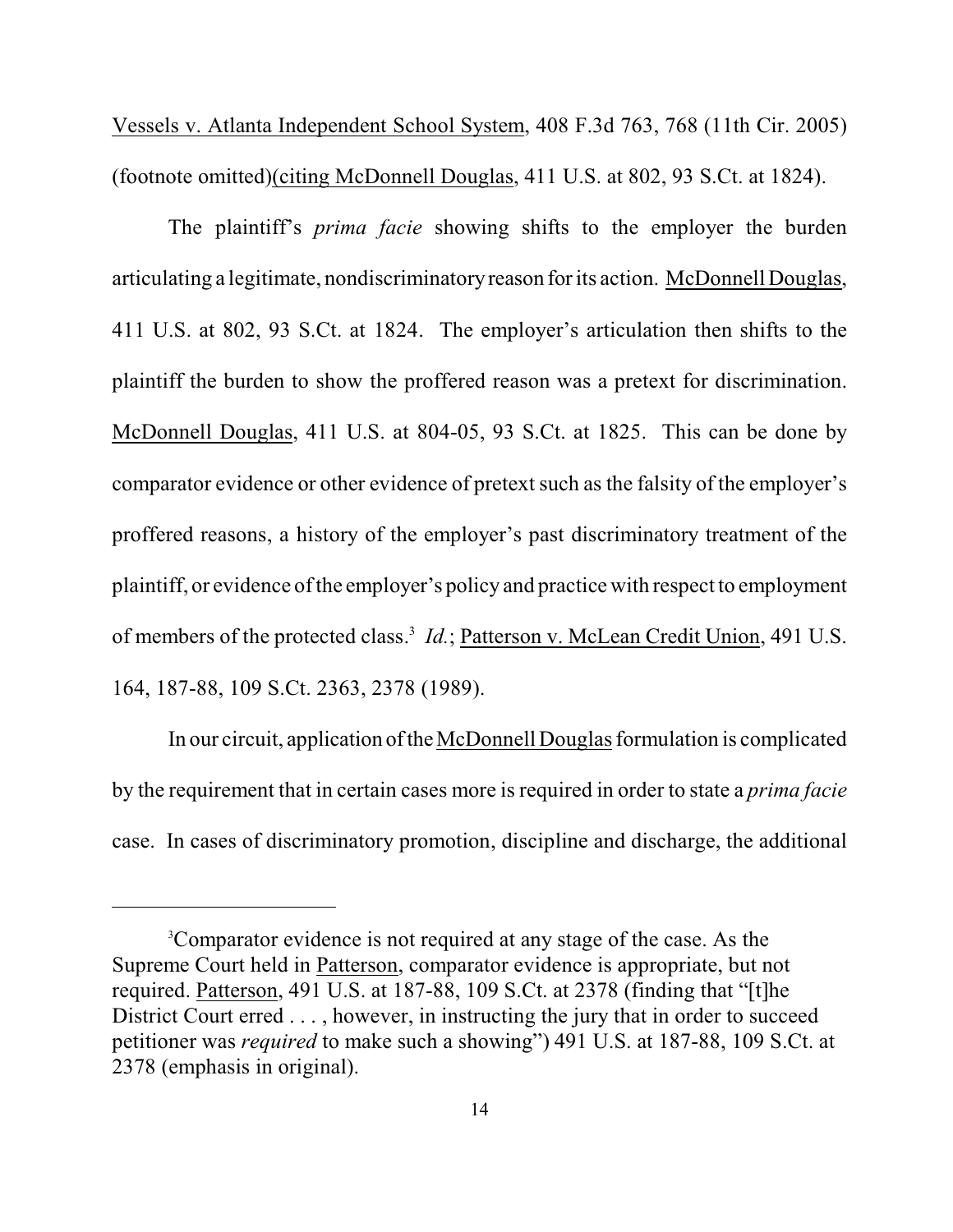Vessels v. Atlanta Independent School System, 408 F.3d 763, 768 (11th Cir. 2005) (footnote omitted)(citing McDonnell Douglas, 411 U.S. at 802, 93 S.Ct. at 1824).

The plaintiff's *prima facie* showing shifts to the employer the burden articulating a legitimate, nondiscriminatory reason for its action. McDonnell Douglas, 411 U.S. at 802, 93 S.Ct. at 1824. The employer's articulation then shifts to the plaintiff the burden to show the proffered reason was a pretext for discrimination. McDonnell Douglas, 411 U.S. at 804-05, 93 S.Ct. at 1825. This can be done by comparator evidence or other evidence of pretext such as the falsity of the employer's proffered reasons, a history of the employer's past discriminatory treatment of the plaintiff, or evidence of the employer's policy and practice with respect to employment of members of the protected class.[3] *Id.*; Patterson v. McLean Credit Union, 491 U.S. 164, 187-88, 109 S.Ct. 2363, 2378 (1989).

In our circuit, application of the McDonnell Douglas formulation is complicated by the requirement that in certain cases more is required in order to state a *prima facie* case. In cases of discriminatory promotion, discipline and discharge, the additional

---

[3]Comparator evidence is not required at any stage of the case. As the Supreme Court held in Patterson, comparator evidence is appropriate, but not required. Patterson, 491 U.S. at 187-88, 109 S.Ct. at 2378 (finding that "[t]he District Court erred . . . , however, in instructing the jury that in order to succeed petitioner was *required* to make such a showing") 491 U.S. at 187-88, 109 S.Ct. at 2378 (emphasis in original).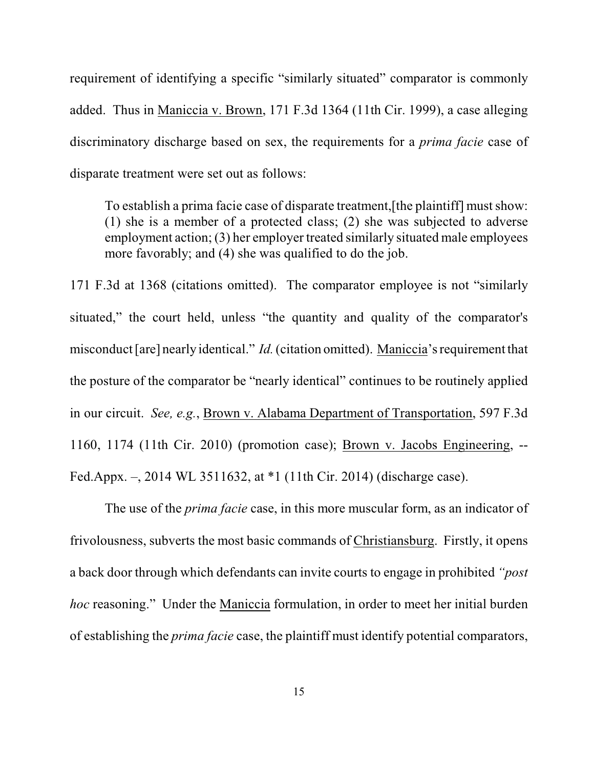requirement of identifying a specific "similarly situated" comparator is commonly added. Thus in Maniccia v. Brown, 171 F.3d 1364 (11th Cir. 1999), a case alleging discriminatory discharge based on sex, the requirements for a *prima facie* case of disparate treatment were set out as follows:

> To establish a prima facie case of disparate treatment,[the plaintiff] must show: (1) she is a member of a protected class; (2) she was subjected to adverse employment action; (3) her employer treated similarly situated male employees more favorably; and (4) she was qualified to do the job.

171 F.3d at 1368 (citations omitted). The comparator employee is not "similarly situated," the court held, unless "the quantity and quality of the comparator's misconduct [are] nearly identical." *Id.* (citation omitted). Maniccia's requirement that the posture of the comparator be "nearly identical" continues to be routinely applied in our circuit. *See, e.g.*, Brown v. Alabama Department of Transportation, 597 F.3d 1160, 1174 (11th Cir. 2010) (promotion case); Brown v. Jacobs Engineering, -- Fed.Appx. –, 2014 WL 3511632, at *1 (11th Cir. 2014) (discharge case).

The use of the *prima facie* case, in this more muscular form, as an indicator of frivolousness, subverts the most basic commands of Christiansburg. Firstly, it opens a back door through which defendants can invite courts to engage in prohibited *"post hoc* reasoning." Under the Maniccia formulation, in order to meet her initial burden of establishing the *prima facie* case, the plaintiff must identify potential comparators,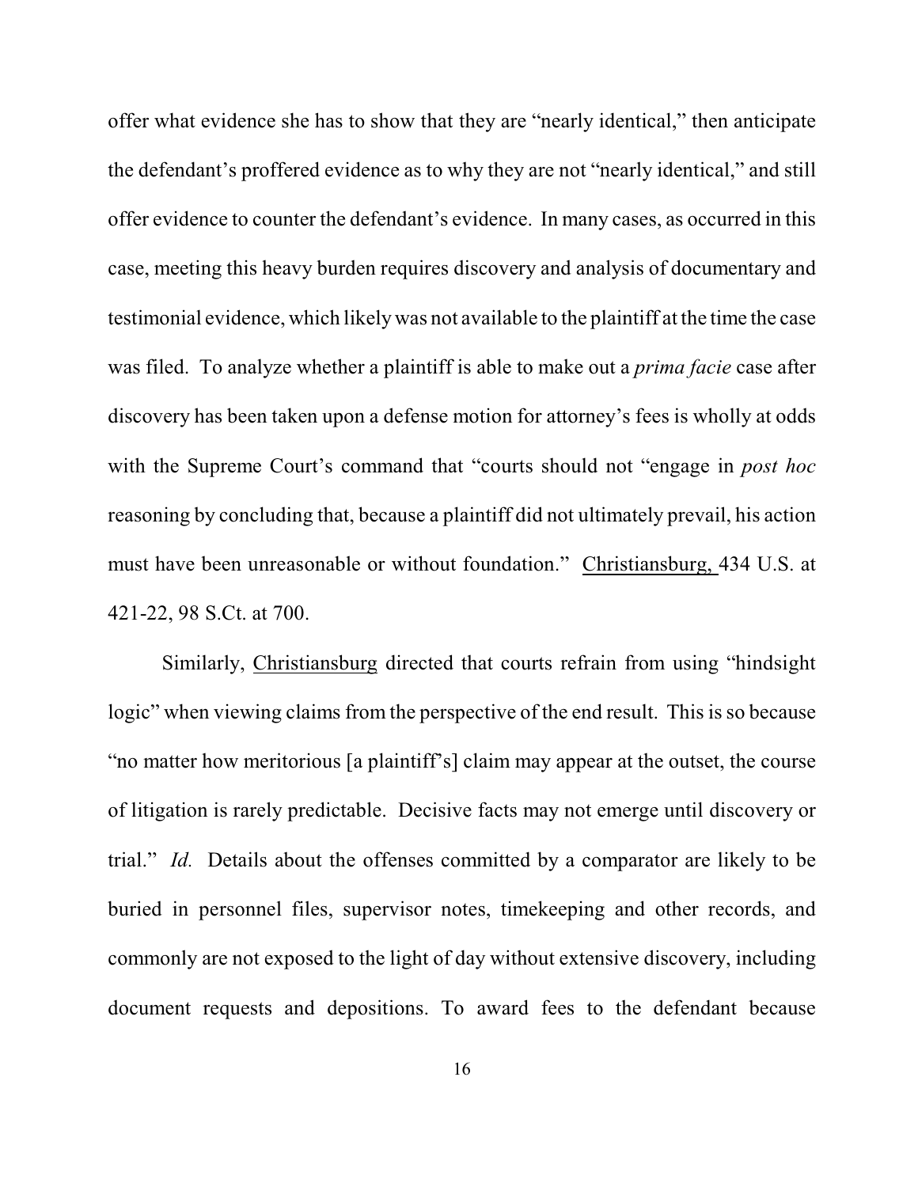offer what evidence she has to show that they are "nearly identical," then anticipate the defendant's proffered evidence as to why they are not "nearly identical," and still offer evidence to counter the defendant's evidence. In many cases, as occurred in this case, meeting this heavy burden requires discovery and analysis of documentary and testimonial evidence, which likely was not available to the plaintiff at the time the case was filed. To analyze whether a plaintiff is able to make out a *prima facie* case after discovery has been taken upon a defense motion for attorney's fees is wholly at odds with the Supreme Court's command that "courts should not "engage in *post hoc* reasoning by concluding that, because a plaintiff did not ultimately prevail, his action must have been unreasonable or without foundation." Christiansburg, 434 U.S. at 421-22, 98 S.Ct. at 700.

Similarly, Christiansburg directed that courts refrain from using "hindsight logic" when viewing claims from the perspective of the end result. This is so because "no matter how meritorious [a plaintiff's] claim may appear at the outset, the course of litigation is rarely predictable. Decisive facts may not emerge until discovery or trial." *Id.* Details about the offenses committed by a comparator are likely to be buried in personnel files, supervisor notes, timekeeping and other records, and commonly are not exposed to the light of day without extensive discovery, including document requests and depositions. To award fees to the defendant because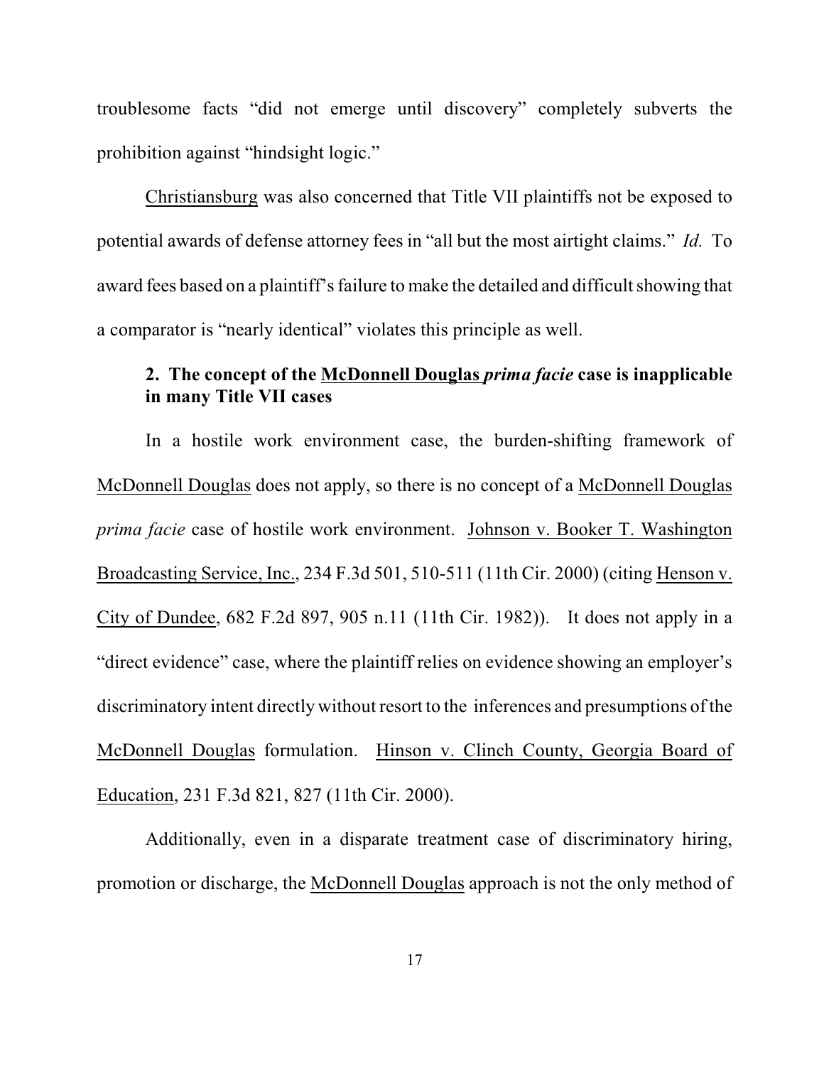troublesome facts "did not emerge until discovery" completely subverts the prohibition against "hindsight logic."

Christiansburg was also concerned that Title VII plaintiffs not be exposed to potential awards of defense attorney fees in "all but the most airtight claims." *Id.* To award fees based on a plaintiff's failure to make the detailed and difficult showing that a comparator is "nearly identical" violates this principle as well.

### 2. The concept of the McDonnell Douglas *prima facie* case is inapplicable in many Title VII cases

In a hostile work environment case, the burden-shifting framework of McDonnell Douglas does not apply, so there is no concept of a McDonnell Douglas *prima facie* case of hostile work environment. Johnson v. Booker T. Washington Broadcasting Service, Inc., 234 F.3d 501, 510-511 (11th Cir. 2000) (citing Henson v. City of Dundee, 682 F.2d 897, 905 n.11 (11th Cir. 1982)). It does not apply in a "direct evidence" case, where the plaintiff relies on evidence showing an employer's discriminatory intent directly without resort to the inferences and presumptions of the McDonnell Douglas formulation. Hinson v. Clinch County, Georgia Board of Education, 231 F.3d 821, 827 (11th Cir. 2000).

Additionally, even in a disparate treatment case of discriminatory hiring, promotion or discharge, the McDonnell Douglas approach is not the only method of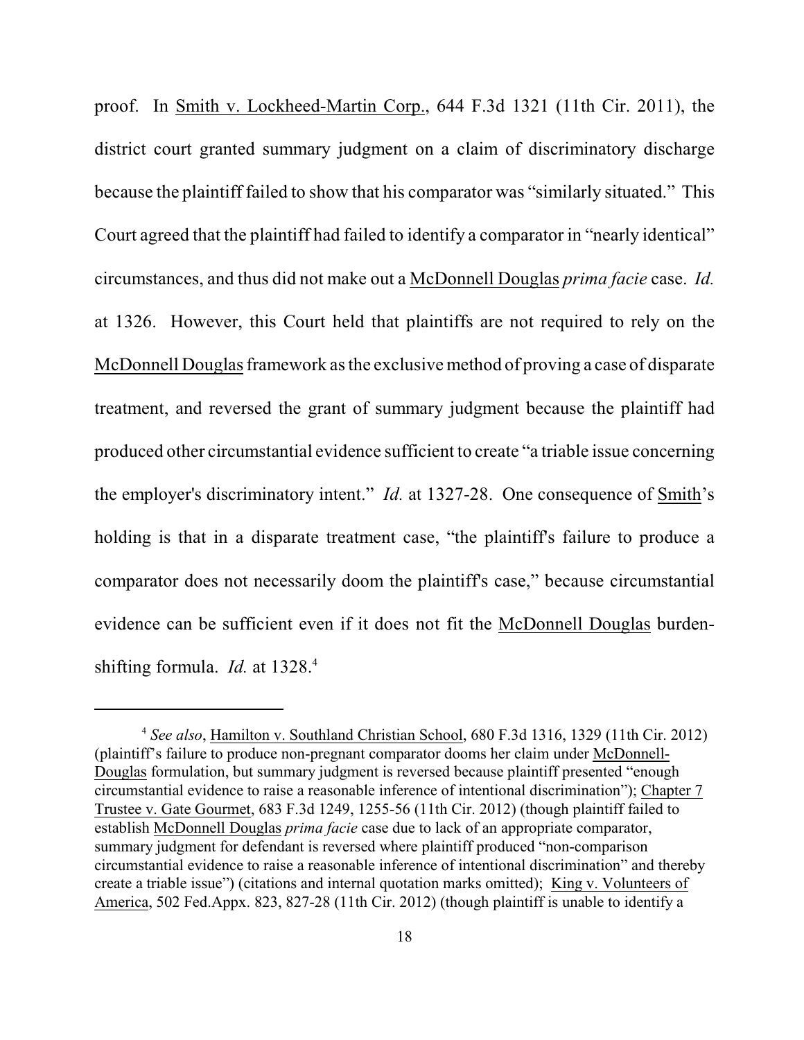proof. In Smith v. Lockheed-Martin Corp., 644 F.3d 1321 (11th Cir. 2011), the district court granted summary judgment on a claim of discriminatory discharge because the plaintiff failed to show that his comparator was "similarly situated." This Court agreed that the plaintiff had failed to identify a comparator in "nearly identical" circumstances, and thus did not make out a McDonnell Douglas *prima facie* case. *Id.* at 1326. However, this Court held that plaintiffs are not required to rely on the McDonnell Douglas framework as the exclusive method of proving a case of disparate treatment, and reversed the grant of summary judgment because the plaintiff had produced other circumstantial evidence sufficient to create "a triable issue concerning the employer's discriminatory intent." *Id.* at 1327-28. One consequence of Smith's holding is that in a disparate treatment case, "the plaintiff's failure to produce a comparator does not necessarily doom the plaintiff's case," because circumstantial evidence can be sufficient even if it does not fit the McDonnell Douglas burden-shifting formula. *Id.* at 1328.[4]

---

[4] *See also*, Hamilton v. Southland Christian School, 680 F.3d 1316, 1329 (11th Cir. 2012) (plaintiff's failure to produce non-pregnant comparator dooms her claim under McDonnell-Douglas formulation, but summary judgment is reversed because plaintiff presented "enough circumstantial evidence to raise a reasonable inference of intentional discrimination"); Chapter 7 Trustee v. Gate Gourmet, 683 F.3d 1249, 1255-56 (11th Cir. 2012) (though plaintiff failed to establish McDonnell Douglas *prima facie* case due to lack of an appropriate comparator, summary judgment for defendant is reversed where plaintiff produced "non-comparison circumstantial evidence to raise a reasonable inference of intentional discrimination" and thereby create a triable issue") (citations and internal quotation marks omitted); King v. Volunteers of America, 502 Fed.Appx. 823, 827-28 (11th Cir. 2012) (though plaintiff is unable to identify a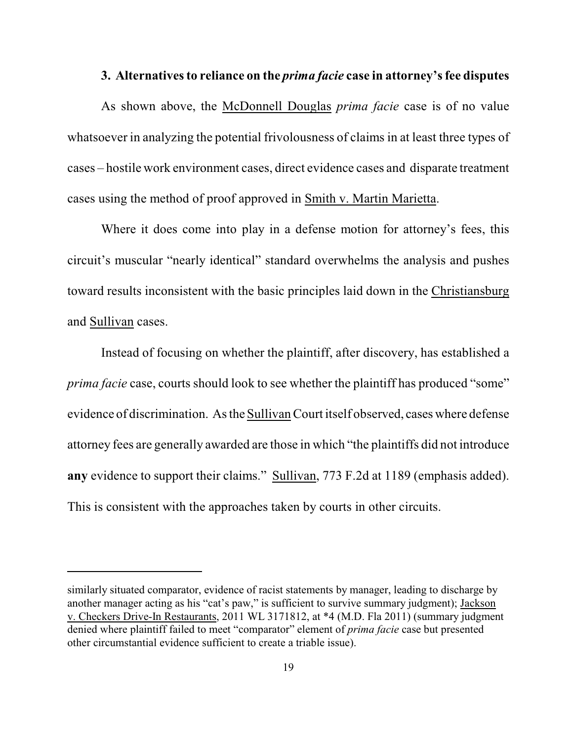### 3. Alternatives to reliance on the *prima facie* case in attorney's fee disputes

As shown above, the McDonnell Douglas *prima facie* case is of no value whatsoever in analyzing the potential frivolousness of claims in at least three types of cases – hostile work environment cases, direct evidence cases and disparate treatment cases using the method of proof approved in Smith v. Martin Marietta.

Where it does come into play in a defense motion for attorney's fees, this circuit's muscular "nearly identical" standard overwhelms the analysis and pushes toward results inconsistent with the basic principles laid down in the Christiansburg and Sullivan cases.

Instead of focusing on whether the plaintiff, after discovery, has established a *prima facie* case, courts should look to see whether the plaintiff has produced "some" evidence of discrimination. As the Sullivan Court itself observed, cases where defense attorney fees are generally awarded are those in which "the plaintiffs did not introduce **any** evidence to support their claims." Sullivan, 773 F.2d at 1189 (emphasis added). This is consistent with the approaches taken by courts in other circuits.

---

similarly situated comparator, evidence of racist statements by manager, leading to discharge by another manager acting as his "cat's paw," is sufficient to survive summary judgment); Jackson v. Checkers Drive-In Restaurants, 2011 WL 3171812, at *4 (M.D. Fla 2011) (summary judgment denied where plaintiff failed to meet "comparator" element of *prima facie* case but presented other circumstantial evidence sufficient to create a triable issue).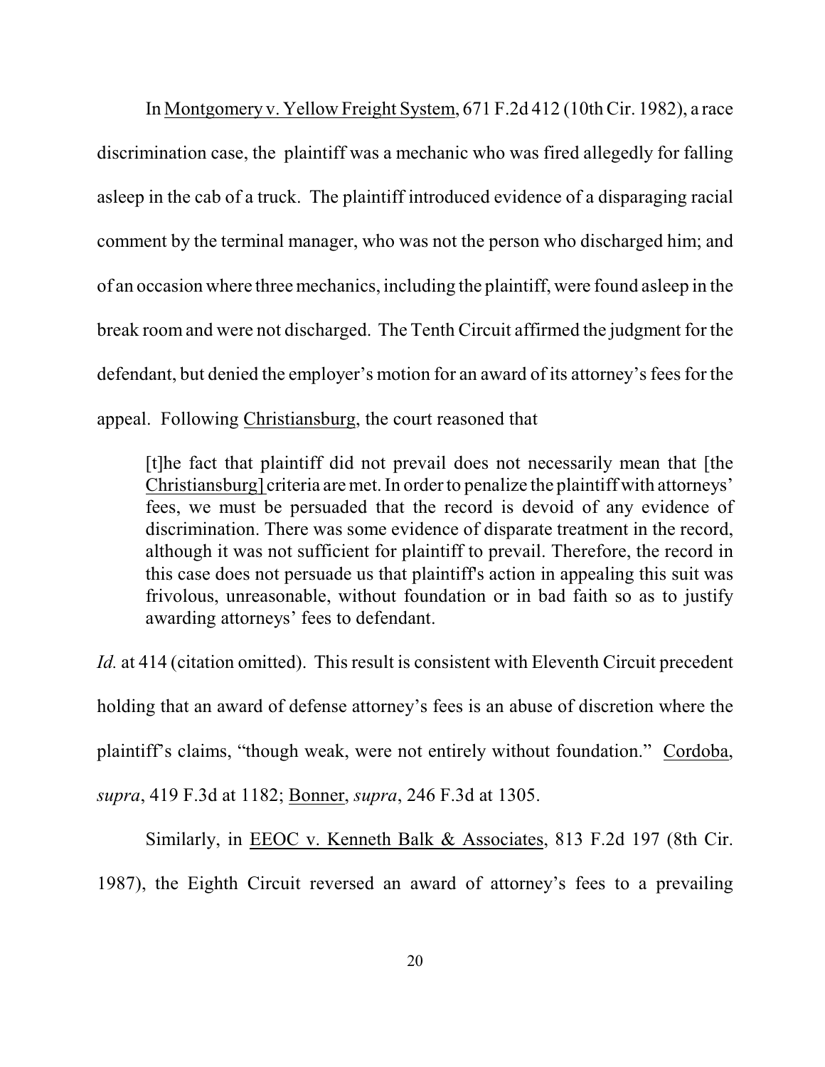In Montgomery v. Yellow Freight System, 671 F.2d 412 (10th Cir. 1982), a race discrimination case, the plaintiff was a mechanic who was fired allegedly for falling asleep in the cab of a truck. The plaintiff introduced evidence of a disparaging racial comment by the terminal manager, who was not the person who discharged him; and of an occasion where three mechanics, including the plaintiff, were found asleep in the break room and were not discharged. The Tenth Circuit affirmed the judgment for the defendant, but denied the employer's motion for an award of its attorney's fees for the appeal. Following Christiansburg, the court reasoned that

> [t]he fact that plaintiff did not prevail does not necessarily mean that [the Christiansburg] criteria are met. In order to penalize the plaintiff with attorneys' fees, we must be persuaded that the record is devoid of any evidence of discrimination. There was some evidence of disparate treatment in the record, although it was not sufficient for plaintiff to prevail. Therefore, the record in this case does not persuade us that plaintiff's action in appealing this suit was frivolous, unreasonable, without foundation or in bad faith so as to justify awarding attorneys' fees to defendant.

*Id.* at 414 (citation omitted). This result is consistent with Eleventh Circuit precedent holding that an award of defense attorney's fees is an abuse of discretion where the plaintiff's claims, "though weak, were not entirely without foundation." Cordoba, *supra*, 419 F.3d at 1182; Bonner, *supra*, 246 F.3d at 1305.

Similarly, in EEOC v. Kenneth Balk & Associates, 813 F.2d 197 (8th Cir. 1987), the Eighth Circuit reversed an award of attorney's fees to a prevailing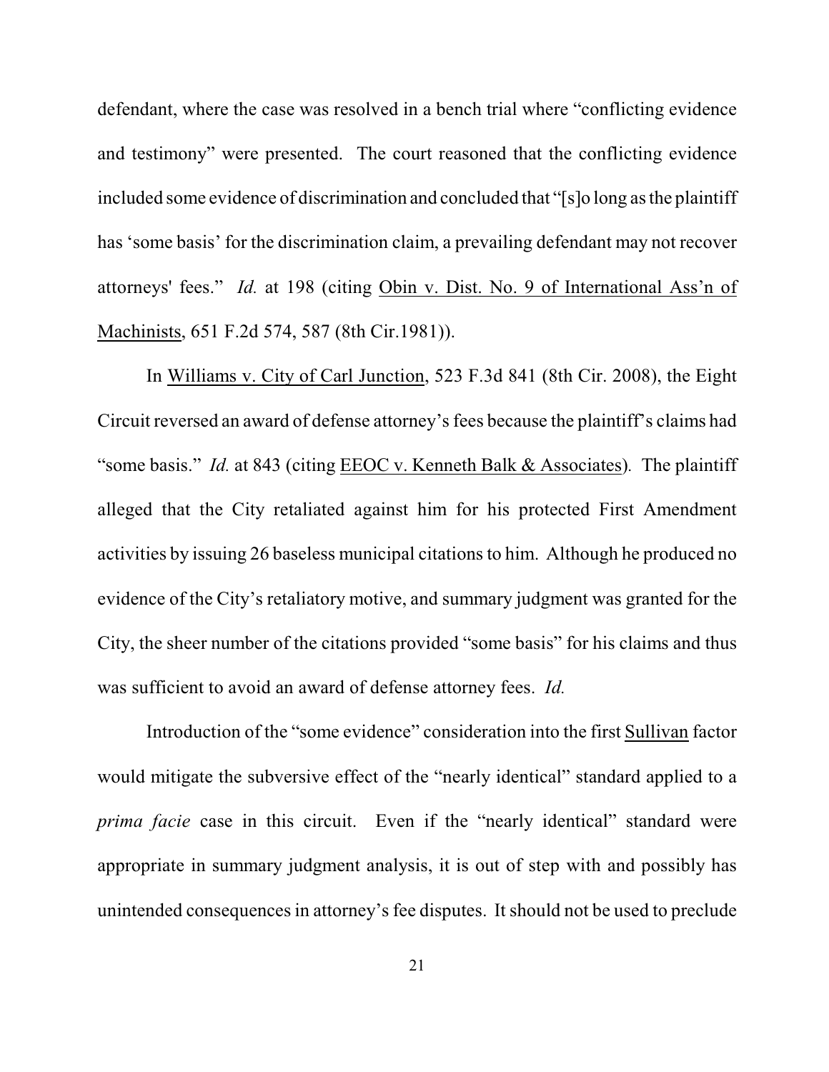defendant, where the case was resolved in a bench trial where "conflicting evidence and testimony" were presented. The court reasoned that the conflicting evidence included some evidence of discrimination and concluded that "[s]o long as the plaintiff has 'some basis' for the discrimination claim, a prevailing defendant may not recover attorneys' fees." *Id.* at 198 (citing Obin v. Dist. No. 9 of International Ass'n of Machinists, 651 F.2d 574, 587 (8th Cir.1981)).

In Williams v. City of Carl Junction, 523 F.3d 841 (8th Cir. 2008), the Eight Circuit reversed an award of defense attorney's fees because the plaintiff's claims had "some basis." *Id.* at 843 (citing EEOC v. Kenneth Balk & Associates). The plaintiff alleged that the City retaliated against him for his protected First Amendment activities by issuing 26 baseless municipal citations to him. Although he produced no evidence of the City's retaliatory motive, and summary judgment was granted for the City, the sheer number of the citations provided "some basis" for his claims and thus was sufficient to avoid an award of defense attorney fees. *Id.*

Introduction of the "some evidence" consideration into the first Sullivan factor would mitigate the subversive effect of the "nearly identical" standard applied to a *prima facie* case in this circuit. Even if the "nearly identical" standard were appropriate in summary judgment analysis, it is out of step with and possibly has unintended consequences in attorney's fee disputes. It should not be used to preclude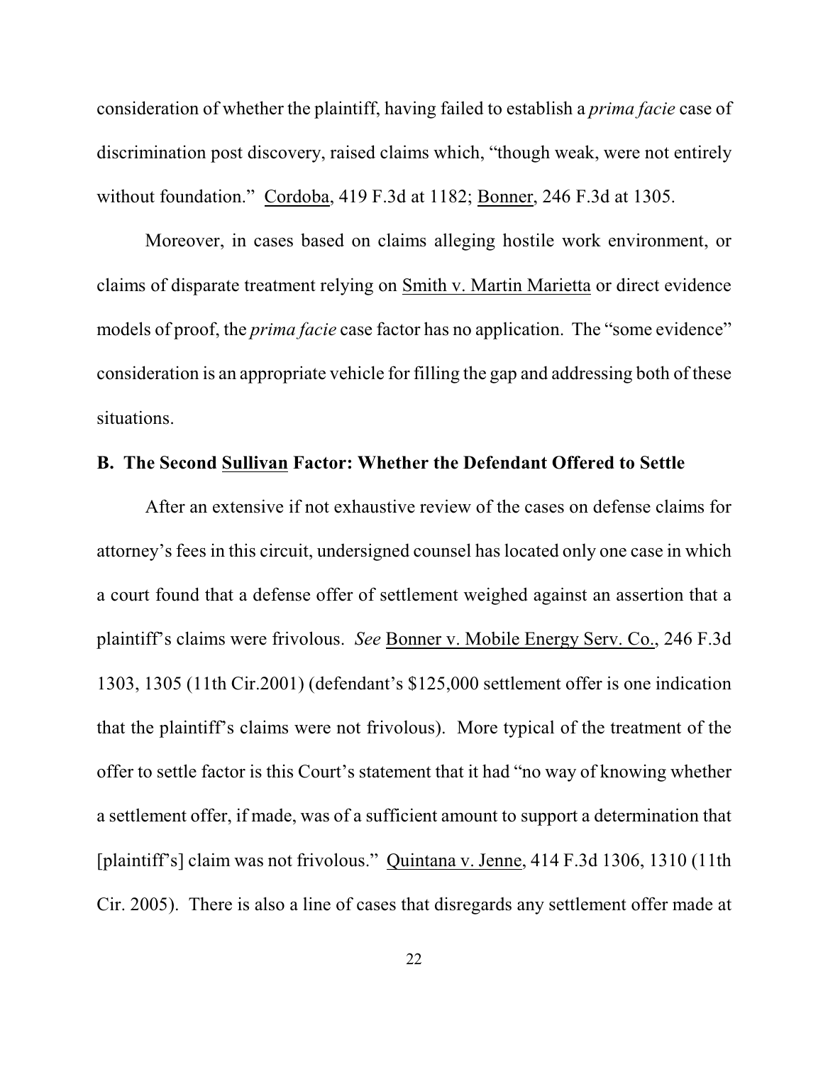consideration of whether the plaintiff, having failed to establish a *prima facie* case of discrimination post discovery, raised claims which, "though weak, were not entirely without foundation." Cordoba, 419 F.3d at 1182; Bonner, 246 F.3d at 1305.

Moreover, in cases based on claims alleging hostile work environment, or claims of disparate treatment relying on Smith v. Martin Marietta or direct evidence models of proof, the *prima facie* case factor has no application. The "some evidence" consideration is an appropriate vehicle for filling the gap and addressing both of these situations.

**B. The Second Sullivan Factor: Whether the Defendant Offered to Settle**

After an extensive if not exhaustive review of the cases on defense claims for attorney's fees in this circuit, undersigned counsel has located only one case in which a court found that a defense offer of settlement weighed against an assertion that a plaintiff's claims were frivolous. *See* Bonner v. Mobile Energy Serv. Co., 246 F.3d 1303, 1305 (11th Cir.2001) (defendant's $125,000 settlement offer is one indication that the plaintiff's claims were not frivolous). More typical of the treatment of the offer to settle factor is this Court's statement that it had "no way of knowing whether a settlement offer, if made, was of a sufficient amount to support a determination that [plaintiff's] claim was not frivolous." Quintana v. Jenne, 414 F.3d 1306, 1310 (11th Cir. 2005). There is also a line of cases that disregards any settlement offer made at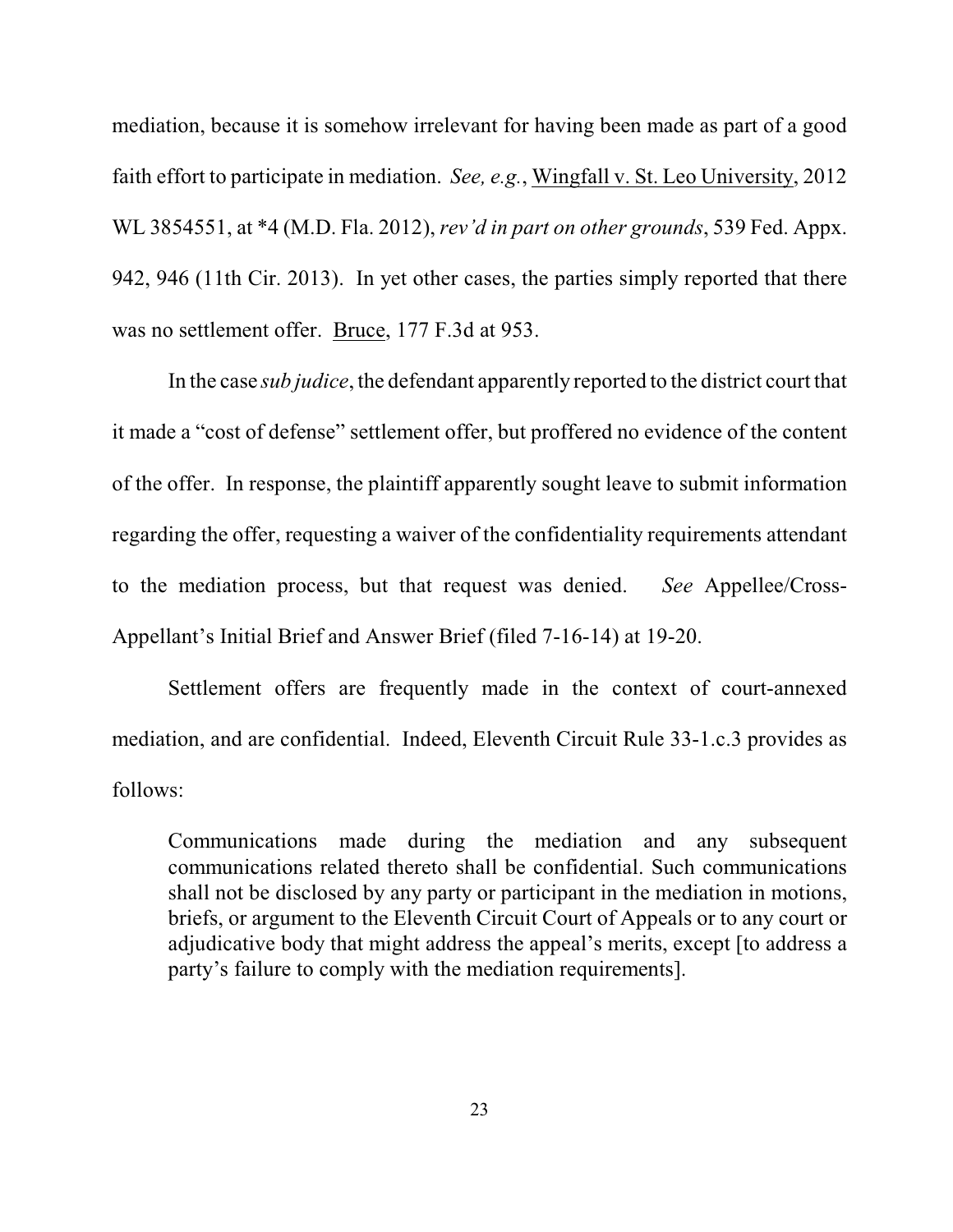mediation, because it is somehow irrelevant for having been made as part of a good faith effort to participate in mediation. *See, e.g.*, Wingfall v. St. Leo University, 2012 WL 3854551, at *4 (M.D. Fla. 2012), *rev'd in part on other grounds*, 539 Fed. Appx. 942, 946 (11th Cir. 2013). In yet other cases, the parties simply reported that there was no settlement offer. Bruce, 177 F.3d at 953.

In the case *sub judice*, the defendant apparently reported to the district court that it made a "cost of defense" settlement offer, but proffered no evidence of the content of the offer. In response, the plaintiff apparently sought leave to submit information regarding the offer, requesting a waiver of the confidentiality requirements attendant to the mediation process, but that request was denied. *See* Appellee/Cross-Appellant's Initial Brief and Answer Brief (filed 7-16-14) at 19-20.

Settlement offers are frequently made in the context of court-annexed mediation, and are confidential. Indeed, Eleventh Circuit Rule 33-1.c.3 provides as follows:

> Communications made during the mediation and any subsequent communications related thereto shall be confidential. Such communications shall not be disclosed by any party or participant in the mediation in motions, briefs, or argument to the Eleventh Circuit Court of Appeals or to any court or adjudicative body that might address the appeal's merits, except [to address a party's failure to comply with the mediation requirements].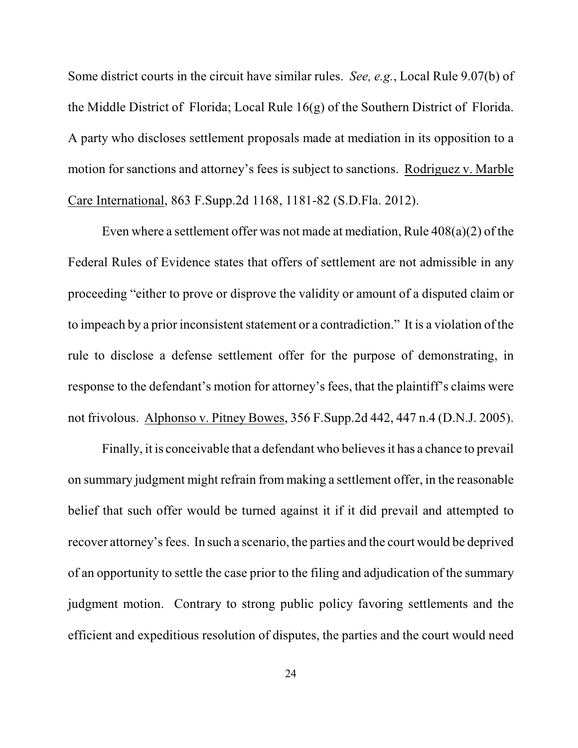Some district courts in the circuit have similar rules. *See, e.g.*, Local Rule 9.07(b) of the Middle District of Florida; Local Rule 16(g) of the Southern District of Florida. A party who discloses settlement proposals made at mediation in its opposition to a motion for sanctions and attorney's fees is subject to sanctions. Rodriguez v. Marble Care International, 863 F.Supp.2d 1168, 1181-82 (S.D.Fla. 2012).

Even where a settlement offer was not made at mediation, Rule 408(a)(2) of the Federal Rules of Evidence states that offers of settlement are not admissible in any proceeding "either to prove or disprove the validity or amount of a disputed claim or to impeach by a prior inconsistent statement or a contradiction." It is a violation of the rule to disclose a defense settlement offer for the purpose of demonstrating, in response to the defendant's motion for attorney's fees, that the plaintiff's claims were not frivolous. Alphonso v. Pitney Bowes, 356 F.Supp.2d 442, 447 n.4 (D.N.J. 2005).

Finally, it is conceivable that a defendant who believes it has a chance to prevail on summary judgment might refrain from making a settlement offer, in the reasonable belief that such offer would be turned against it if it did prevail and attempted to recover attorney's fees. In such a scenario, the parties and the court would be deprived of an opportunity to settle the case prior to the filing and adjudication of the summary judgment motion. Contrary to strong public policy favoring settlements and the efficient and expeditious resolution of disputes, the parties and the court would need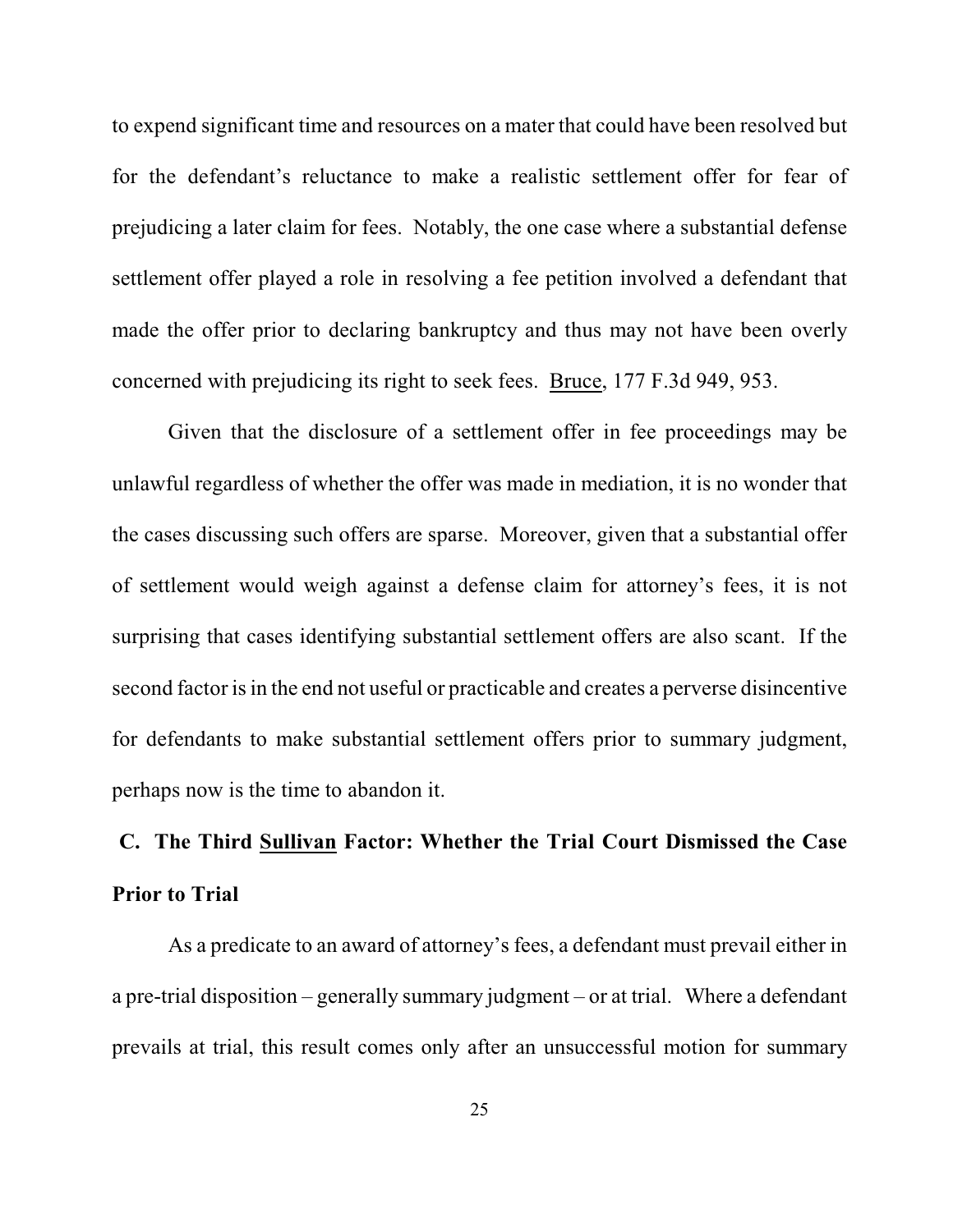to expend significant time and resources on a mater that could have been resolved but for the defendant's reluctance to make a realistic settlement offer for fear of prejudicing a later claim for fees. Notably, the one case where a substantial defense settlement offer played a role in resolving a fee petition involved a defendant that made the offer prior to declaring bankruptcy and thus may not have been overly concerned with prejudicing its right to seek fees. Bruce, 177 F.3d 949, 953.

Given that the disclosure of a settlement offer in fee proceedings may be unlawful regardless of whether the offer was made in mediation, it is no wonder that the cases discussing such offers are sparse. Moreover, given that a substantial offer of settlement would weigh against a defense claim for attorney's fees, it is not surprising that cases identifying substantial settlement offers are also scant. If the second factor is in the end not useful or practicable and creates a perverse disincentive for defendants to make substantial settlement offers prior to summary judgment, perhaps now is the time to abandon it.

### C. The Third Sullivan Factor: Whether the Trial Court Dismissed the Case Prior to Trial

As a predicate to an award of attorney's fees, a defendant must prevail either in a pre-trial disposition – generally summary judgment – or at trial. Where a defendant prevails at trial, this result comes only after an unsuccessful motion for summary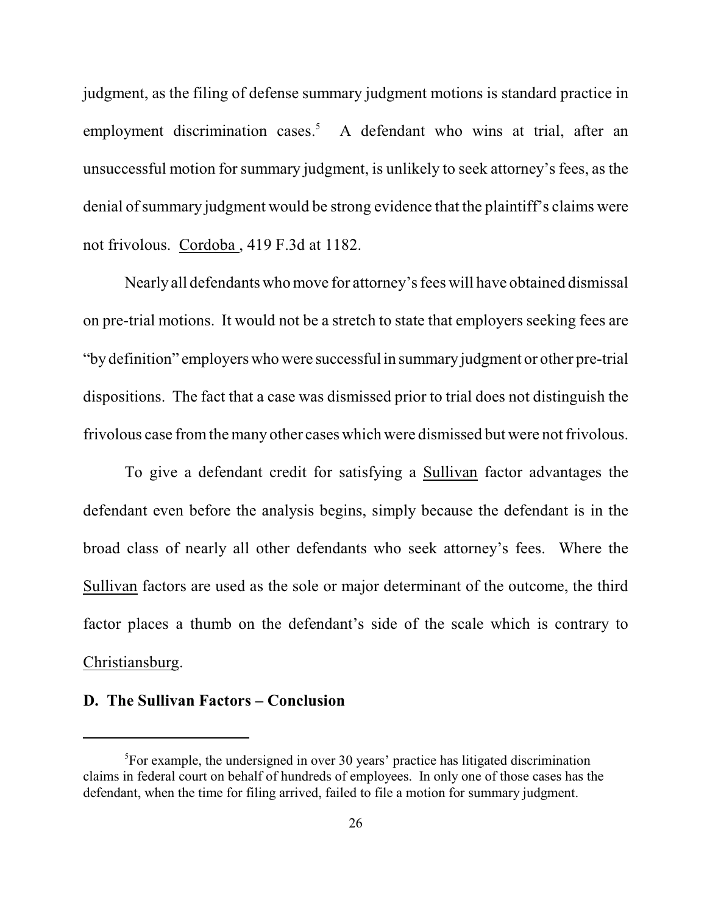judgment, as the filing of defense summary judgment motions is standard practice in employment discrimination cases.[5] A defendant who wins at trial, after an unsuccessful motion for summary judgment, is unlikely to seek attorney's fees, as the denial of summary judgment would be strong evidence that the plaintiff's claims were not frivolous. Cordoba , 419 F.3d at 1182.

Nearly all defendants who move for attorney's fees will have obtained dismissal on pre-trial motions. It would not be a stretch to state that employers seeking fees are "by definition" employers who were successful in summary judgment or other pre-trial dispositions. The fact that a case was dismissed prior to trial does not distinguish the frivolous case from the many other cases which were dismissed but were not frivolous.

To give a defendant credit for satisfying a Sullivan factor advantages the defendant even before the analysis begins, simply because the defendant is in the broad class of nearly all other defendants who seek attorney's fees. Where the Sullivan factors are used as the sole or major determinant of the outcome, the third factor places a thumb on the defendant's side of the scale which is contrary to Christiansburg.

**D. The Sullivan Factors – Conclusion**

---

[5] For example, the undersigned in over 30 years' practice has litigated discrimination claims in federal court on behalf of hundreds of employees. In only one of those cases has the defendant, when the time for filing arrived, failed to file a motion for summary judgment.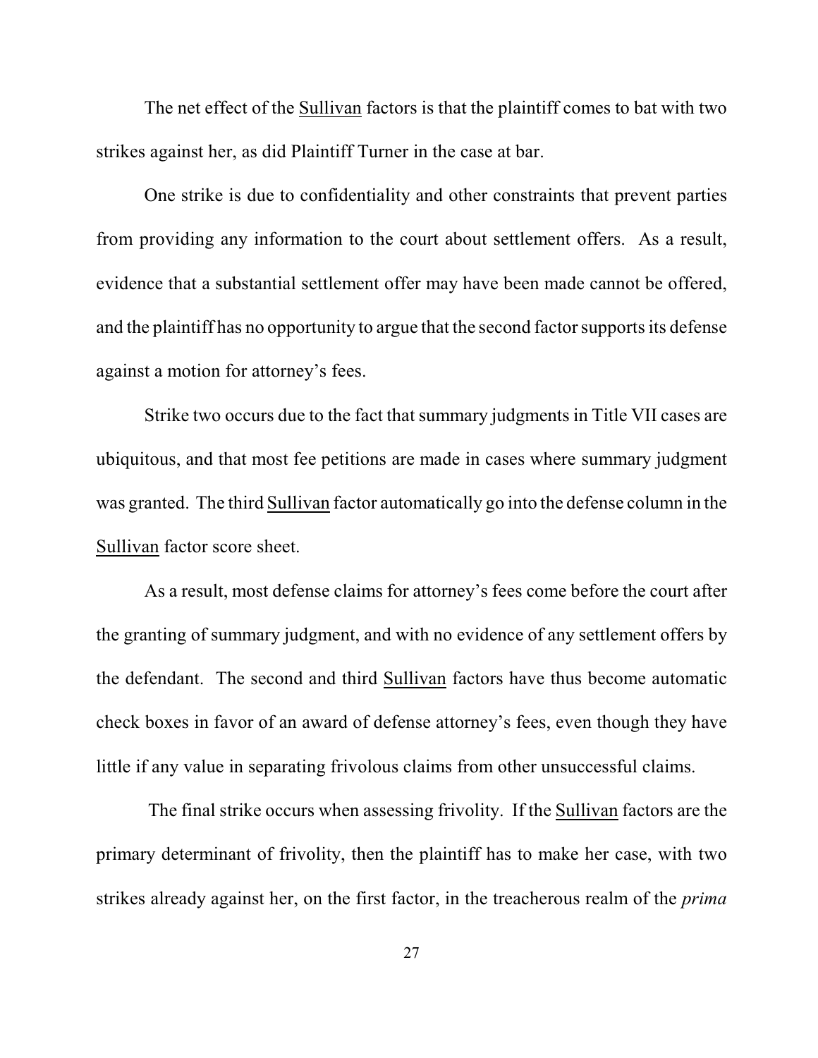The net effect of the Sullivan factors is that the plaintiff comes to bat with two strikes against her, as did Plaintiff Turner in the case at bar.

One strike is due to confidentiality and other constraints that prevent parties from providing any information to the court about settlement offers. As a result, evidence that a substantial settlement offer may have been made cannot be offered, and the plaintiff has no opportunity to argue that the second factor supports its defense against a motion for attorney's fees.

Strike two occurs due to the fact that summary judgments in Title VII cases are ubiquitous, and that most fee petitions are made in cases where summary judgment was granted. The third Sullivan factor automatically go into the defense column in the Sullivan factor score sheet.

As a result, most defense claims for attorney's fees come before the court after the granting of summary judgment, and with no evidence of any settlement offers by the defendant. The second and third Sullivan factors have thus become automatic check boxes in favor of an award of defense attorney's fees, even though they have little if any value in separating frivolous claims from other unsuccessful claims.

The final strike occurs when assessing frivolity. If the Sullivan factors are the primary determinant of frivolity, then the plaintiff has to make her case, with two strikes already against her, on the first factor, in the treacherous realm of the *prima*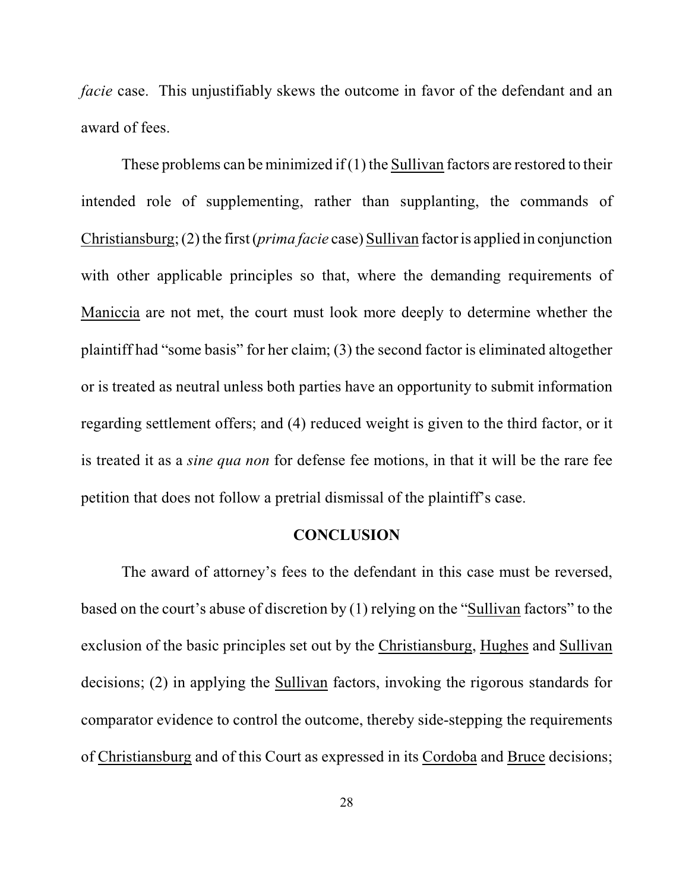*facie* case. This unjustifiably skews the outcome in favor of the defendant and an award of fees.

These problems can be minimized if (1) the Sullivan factors are restored to their intended role of supplementing, rather than supplanting, the commands of Christiansburg; (2) the first (*prima facie* case) Sullivan factor is applied in conjunction with other applicable principles so that, where the demanding requirements of Maniccia are not met, the court must look more deeply to determine whether the plaintiff had "some basis" for her claim; (3) the second factor is eliminated altogether or is treated as neutral unless both parties have an opportunity to submit information regarding settlement offers; and (4) reduced weight is given to the third factor, or it is treated it as a *sine qua non* for defense fee motions, in that it will be the rare fee petition that does not follow a pretrial dismissal of the plaintiff's case.

## CONCLUSION

The award of attorney's fees to the defendant in this case must be reversed, based on the court's abuse of discretion by (1) relying on the "Sullivan factors" to the exclusion of the basic principles set out by the Christiansburg, Hughes and Sullivan decisions; (2) in applying the Sullivan factors, invoking the rigorous standards for comparator evidence to control the outcome, thereby side-stepping the requirements of Christiansburg and of this Court as expressed in its Cordoba and Bruce decisions;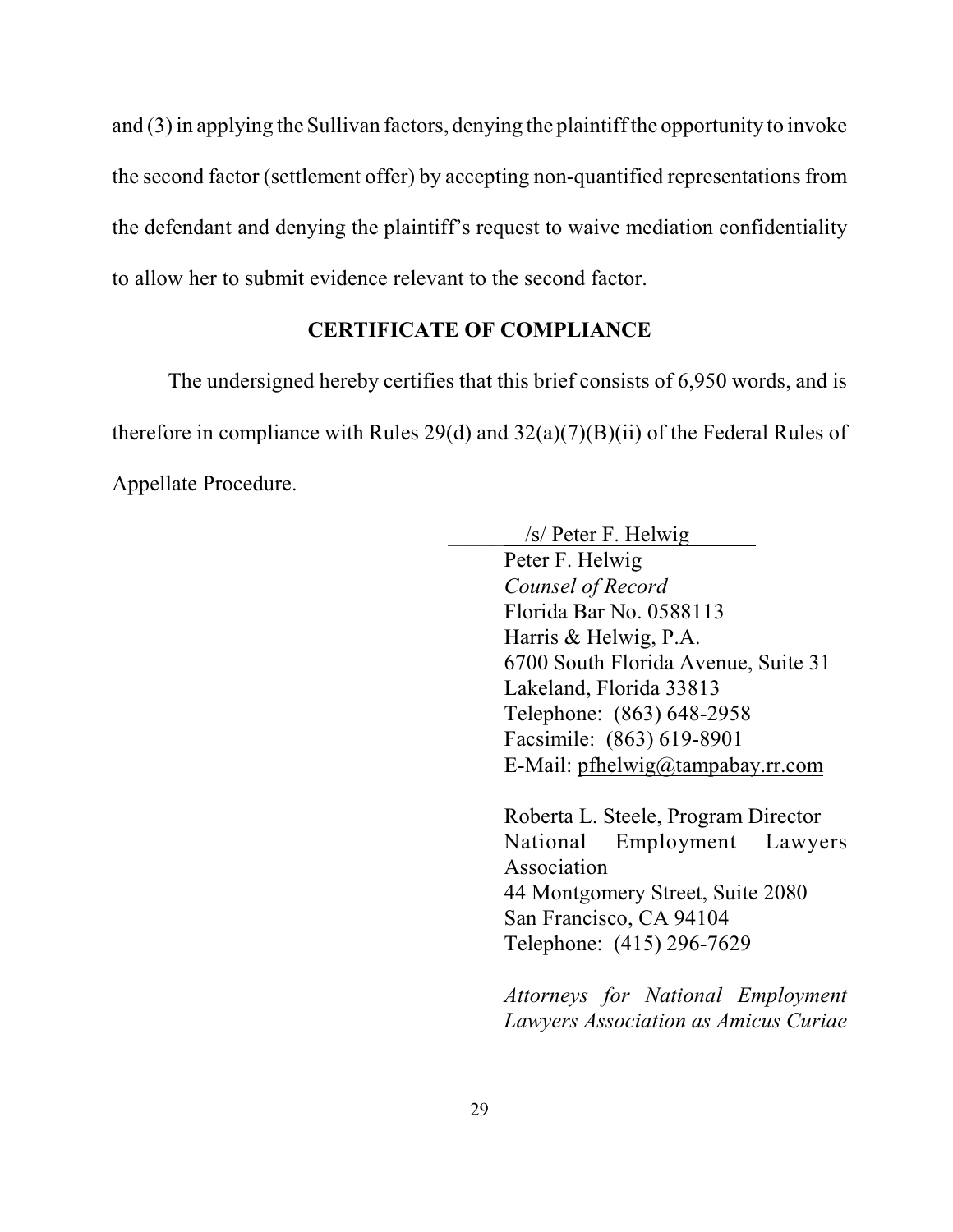and (3) in applying the Sullivan factors, denying the plaintiff the opportunity to invoke the second factor (settlement offer) by accepting non-quantified representations from the defendant and denying the plaintiff's request to waive mediation confidentiality to allow her to submit evidence relevant to the second factor.

## CERTIFICATE OF COMPLIANCE

The undersigned hereby certifies that this brief consists of 6,950 words, and is therefore in compliance with Rules 29(d) and 32(a)(7)(B)(ii) of the Federal Rules of Appellate Procedure.

/s/ Peter F. Helwig
Peter F. Helwig
*Counsel of Record*
Florida Bar No. 0588113
Harris & Helwig, P.A.
6700 South Florida Avenue, Suite 31
Lakeland, Florida 33813
Telephone: (863) 648-2958
Facsimile: (863) 619-8901
E-Mail: pfhelwig@tampabay.rr.com

Roberta L. Steele, Program Director
National Employment Lawyers Association
44 Montgomery Street, Suite 2080
San Francisco, CA 94104
Telephone: (415) 296-7629

*Attorneys for National Employment Lawyers Association as Amicus Curiae*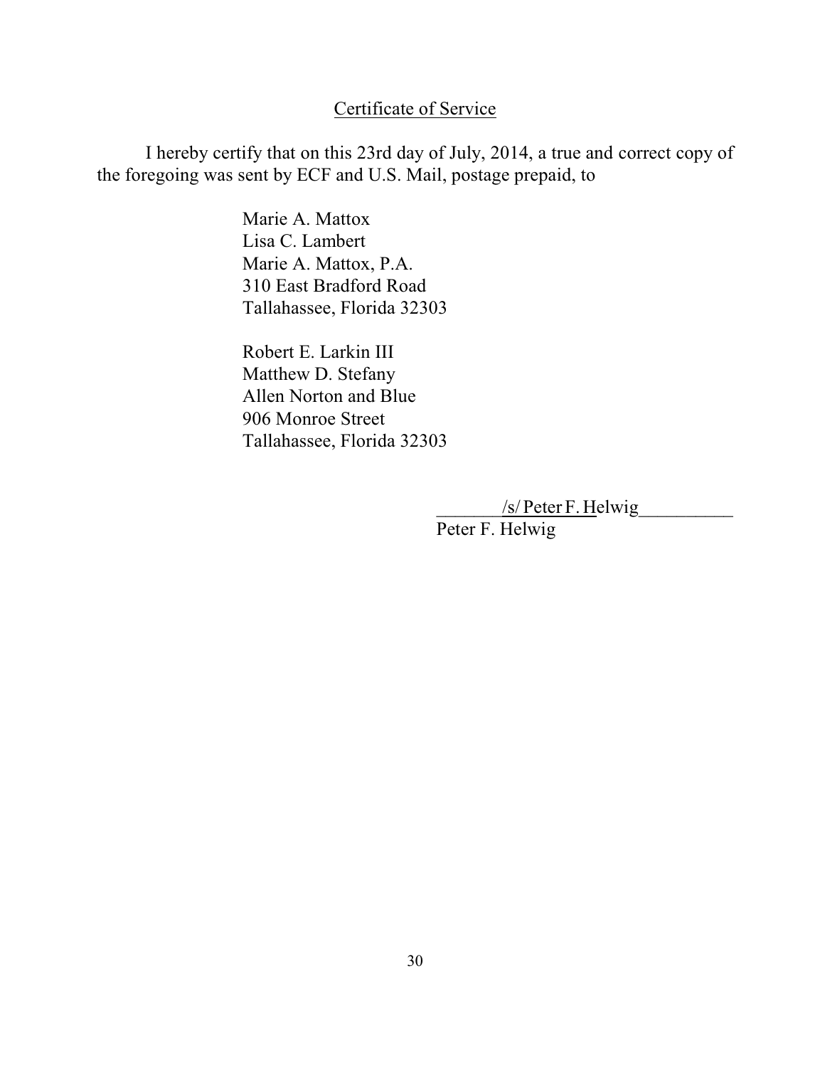## Certificate of Service

I hereby certify that on this 23rd day of July, 2014, a true and correct copy of the foregoing was sent by ECF and U.S. Mail, postage prepaid, to

Marie A. Mattox
Lisa C. Lambert
Marie A. Mattox, P.A.
310 East Bradford Road
Tallahassee, Florida 32303

Robert E. Larkin III
Matthew D. Stefany
Allen Norton and Blue
906 Monroe Street
Tallahassee, Florida 32303

/s/ Peter F. Helwig
Peter F. Helwig